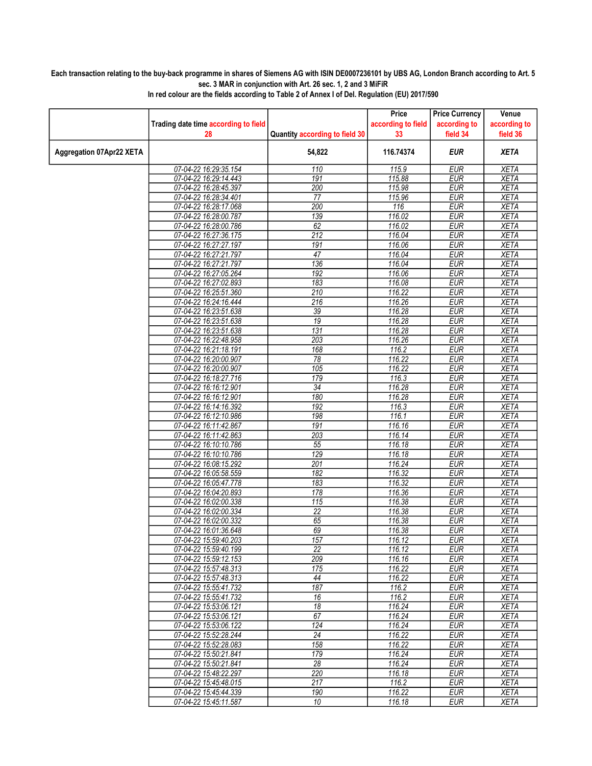**Each transaction relating to the buy-back programme in shares of Siemens AG with ISIN DE0007236101 by UBS AG, London Branch according to Art. 5 sec. 3 MAR in conjunction with Art. 26 sec. 1, 2 and 3 MiFiR**

**In red colour are the fields according to Table 2 of Annex I of Del. Regulation (EU) 2017/590**

| | Trading date time according to field 28 | Quantity according to field 30 | Price according to field 33 | Price Currency according to field 34 | Venue according to field 36 |
|---|---|---|---|---|---|
| **Aggregation 07Apr22 XETA** | | **54,822** | **116.74374** | ***EUR*** | ***XETA*** |
| | 07-04-22 16:29:35.154 | 110 | 115.9 | EUR | XETA |
| | 07-04-22 16:29:14.443 | 191 | 115.88 | EUR | XETA |
| | 07-04-22 16:28:45.397 | 200 | 115.98 | EUR | XETA |
| | 07-04-22 16:28:34.401 | 77 | 115.96 | EUR | XETA |
| | 07-04-22 16:28:17.068 | 200 | 116 | EUR | XETA |
| | 07-04-22 16:28:00.787 | 139 | 116.02 | EUR | XETA |
| | 07-04-22 16:28:00.786 | 62 | 116.02 | EUR | XETA |
| | 07-04-22 16:27:36.175 | 212 | 116.04 | EUR | XETA |
| | 07-04-22 16:27:27.197 | 191 | 116.06 | EUR | XETA |
| | 07-04-22 16:27:21.797 | 47 | 116.04 | EUR | XETA |
| | 07-04-22 16:27:21.797 | 136 | 116.04 | EUR | XETA |
| | 07-04-22 16:27:05.264 | 192 | 116.06 | EUR | XETA |
| | 07-04-22 16:27:02.893 | 183 | 116.08 | EUR | XETA |
| | 07-04-22 16:25:51.360 | 210 | 116.22 | EUR | XETA |
| | 07-04-22 16:24:16.444 | 216 | 116.26 | EUR | XETA |
| | 07-04-22 16:23:51.638 | 39 | 116.28 | EUR | XETA |
| | 07-04-22 16:23:51.638 | 19 | 116.28 | EUR | XETA |
| | 07-04-22 16:23:51.638 | 131 | 116.28 | EUR | XETA |
| | 07-04-22 16:22:48.958 | 203 | 116.26 | EUR | XETA |
| | 07-04-22 16:21:18.191 | 168 | 116.2 | EUR | XETA |
| | 07-04-22 16:20:00.907 | 78 | 116.22 | EUR | XETA |
| | 07-04-22 16:20:00.907 | 105 | 116.22 | EUR | XETA |
| | 07-04-22 16:18:27.716 | 179 | 116.3 | EUR | XETA |
| | 07-04-22 16:16:12.901 | 34 | 116.28 | EUR | XETA |
| | 07-04-22 16:16:12.901 | 180 | 116.28 | EUR | XETA |
| | 07-04-22 16:14:16.392 | 192 | 116.3 | EUR | XETA |
| | 07-04-22 16:12:10.986 | 198 | 116.1 | EUR | XETA |
| | 07-04-22 16:11:42.867 | 191 | 116.16 | EUR | XETA |
| | 07-04-22 16:11:42.863 | 203 | 116.14 | EUR | XETA |
| | 07-04-22 16:10:10.786 | 55 | 116.18 | EUR | XETA |
| | 07-04-22 16:10:10.786 | 129 | 116.18 | EUR | XETA |
| | 07-04-22 16:08:15.292 | 201 | 116.24 | EUR | XETA |
| | 07-04-22 16:05:58.559 | 182 | 116.32 | EUR | XETA |
| | 07-04-22 16:05:47.778 | 183 | 116.32 | EUR | XETA |
| | 07-04-22 16:04:20.893 | 178 | 116.36 | EUR | XETA |
| | 07-04-22 16:02:00.338 | 115 | 116.38 | EUR | XETA |
| | 07-04-22 16:02:00.334 | 22 | 116.38 | EUR | XETA |
| | 07-04-22 16:02:00.332 | 65 | 116.38 | EUR | XETA |
| | 07-04-22 16:01:36.648 | 69 | 116.38 | EUR | XETA |
| | 07-04-22 15:59:40.203 | 157 | 116.12 | EUR | XETA |
| | 07-04-22 15:59:40.199 | 22 | 116.12 | EUR | XETA |
| | 07-04-22 15:59:12.153 | 209 | 116.16 | EUR | XETA |
| | 07-04-22 15:57:48.313 | 175 | 116.22 | EUR | XETA |
| | 07-04-22 15:57:48.313 | 44 | 116.22 | EUR | XETA |
| | 07-04-22 15:55:41.732 | 187 | 116.2 | EUR | XETA |
| | 07-04-22 15:55:41.732 | 16 | 116.2 | EUR | XETA |
| | 07-04-22 15:53:06.121 | 18 | 116.24 | EUR | XETA |
| | 07-04-22 15:53:06.121 | 67 | 116.24 | EUR | XETA |
| | 07-04-22 15:53:06.122 | 124 | 116.24 | EUR | XETA |
| | 07-04-22 15:52:28.244 | 24 | 116.22 | EUR | XETA |
| | 07-04-22 15:52:28.083 | 158 | 116.22 | EUR | XETA |
| | 07-04-22 15:50:21.841 | 179 | 116.24 | EUR | XETA |
| | 07-04-22 15:50:21.841 | 28 | 116.24 | EUR | XETA |
| | 07-04-22 15:48:22.297 | 220 | 116.18 | EUR | XETA |
| | 07-04-22 15:45:48.015 | 217 | 116.2 | EUR | XETA |
| | 07-04-22 15:45:44.339 | 190 | 116.22 | EUR | XETA |
| | 07-04-22 15:45:11.587 | 10 | 116.18 | EUR | XETA |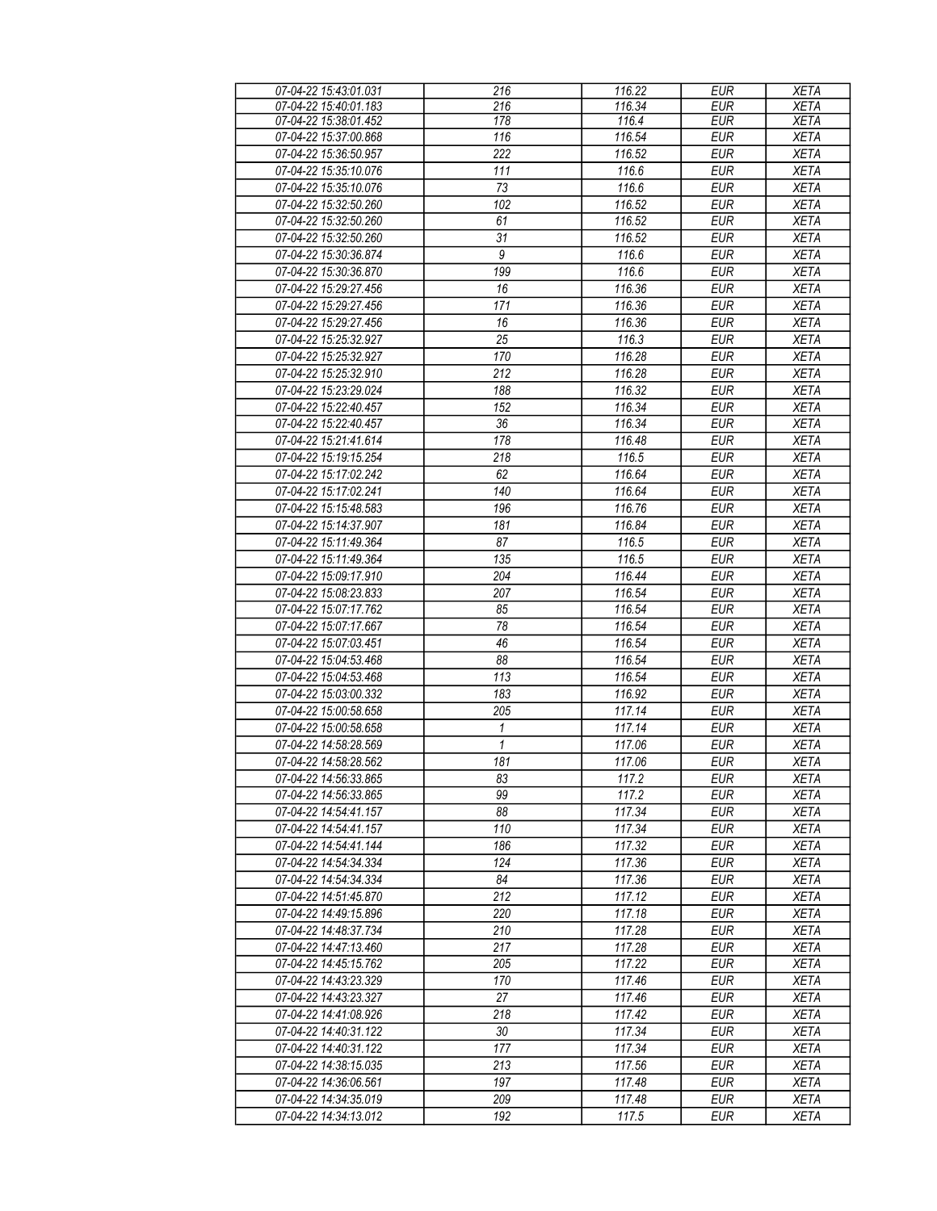| 07-04-22 15:43:01.031 | 216 | 116.22 | EUR | XETA |
|---|---|---|---|---|
| 07-04-22 15:40:01.183 | 216 | 116.34 | EUR | XETA |
| 07-04-22 15:38:01.452 | 178 | 116.4 | EUR | XETA |
| 07-04-22 15:37:00.868 | 116 | 116.54 | EUR | XETA |
| 07-04-22 15:36:50.957 | 222 | 116.52 | EUR | XETA |
| 07-04-22 15:35:10.076 | 111 | 116.6 | EUR | XETA |
| 07-04-22 15:35:10.076 | 73 | 116.6 | EUR | XETA |
| 07-04-22 15:32:50.260 | 102 | 116.52 | EUR | XETA |
| 07-04-22 15:32:50.260 | 61 | 116.52 | EUR | XETA |
| 07-04-22 15:32:50.260 | 31 | 116.52 | EUR | XETA |
| 07-04-22 15:30:36.874 | 9 | 116.6 | EUR | XETA |
| 07-04-22 15:30:36.870 | 199 | 116.6 | EUR | XETA |
| 07-04-22 15:29:27.456 | 16 | 116.36 | EUR | XETA |
| 07-04-22 15:29:27.456 | 171 | 116.36 | EUR | XETA |
| 07-04-22 15:29:27.456 | 16 | 116.36 | EUR | XETA |
| 07-04-22 15:25:32.927 | 25 | 116.3 | EUR | XETA |
| 07-04-22 15:25:32.927 | 170 | 116.28 | EUR | XETA |
| 07-04-22 15:25:32.910 | 212 | 116.28 | EUR | XETA |
| 07-04-22 15:23:29.024 | 188 | 116.32 | EUR | XETA |
| 07-04-22 15:22:40.457 | 152 | 116.34 | EUR | XETA |
| 07-04-22 15:22:40.457 | 36 | 116.34 | EUR | XETA |
| 07-04-22 15:21:41.614 | 178 | 116.48 | EUR | XETA |
| 07-04-22 15:19:15.254 | 218 | 116.5 | EUR | XETA |
| 07-04-22 15:17:02.242 | 62 | 116.64 | EUR | XETA |
| 07-04-22 15:17:02.241 | 140 | 116.64 | EUR | XETA |
| 07-04-22 15:15:48.583 | 196 | 116.76 | EUR | XETA |
| 07-04-22 15:14:37.907 | 181 | 116.84 | EUR | XETA |
| 07-04-22 15:11:49.364 | 87 | 116.5 | EUR | XETA |
| 07-04-22 15:11:49.364 | 135 | 116.5 | EUR | XETA |
| 07-04-22 15:09:17.910 | 204 | 116.44 | EUR | XETA |
| 07-04-22 15:08:23.833 | 207 | 116.54 | EUR | XETA |
| 07-04-22 15:07:17.762 | 85 | 116.54 | EUR | XETA |
| 07-04-22 15:07:17.667 | 78 | 116.54 | EUR | XETA |
| 07-04-22 15:07:03.451 | 46 | 116.54 | EUR | XETA |
| 07-04-22 15:04:53.468 | 88 | 116.54 | EUR | XETA |
| 07-04-22 15:04:53.468 | 113 | 116.54 | EUR | XETA |
| 07-04-22 15:03:00.332 | 183 | 116.92 | EUR | XETA |
| 07-04-22 15:00:58.658 | 205 | 117.14 | EUR | XETA |
| 07-04-22 15:00:58.658 | 1 | 117.14 | EUR | XETA |
| 07-04-22 14:58:28.569 | 1 | 117.06 | EUR | XETA |
| 07-04-22 14:58:28.562 | 181 | 117.06 | EUR | XETA |
| 07-04-22 14:56:33.865 | 83 | 117.2 | EUR | XETA |
| 07-04-22 14:56:33.865 | 99 | 117.2 | EUR | XETA |
| 07-04-22 14:54:41.157 | 88 | 117.34 | EUR | XETA |
| 07-04-22 14:54:41.157 | 110 | 117.34 | EUR | XETA |
| 07-04-22 14:54:41.144 | 186 | 117.32 | EUR | XETA |
| 07-04-22 14:54:34.334 | 124 | 117.36 | EUR | XETA |
| 07-04-22 14:54:34.334 | 84 | 117.36 | EUR | XETA |
| 07-04-22 14:51:45.870 | 212 | 117.12 | EUR | XETA |
| 07-04-22 14:49:15.896 | 220 | 117.18 | EUR | XETA |
| 07-04-22 14:48:37.734 | 210 | 117.28 | EUR | XETA |
| 07-04-22 14:47:13.460 | 217 | 117.28 | EUR | XETA |
| 07-04-22 14:45:15.762 | 205 | 117.22 | EUR | XETA |
| 07-04-22 14:43:23.329 | 170 | 117.46 | EUR | XETA |
| 07-04-22 14:43:23.327 | 27 | 117.46 | EUR | XETA |
| 07-04-22 14:41:08.926 | 218 | 117.42 | EUR | XETA |
| 07-04-22 14:40:31.122 | 30 | 117.34 | EUR | XETA |
| 07-04-22 14:40:31.122 | 177 | 117.34 | EUR | XETA |
| 07-04-22 14:38:15.035 | 213 | 117.56 | EUR | XETA |
| 07-04-22 14:36:06.561 | 197 | 117.48 | EUR | XETA |
| 07-04-22 14:34:35.019 | 209 | 117.48 | EUR | XETA |
| 07-04-22 14:34:13.012 | 192 | 117.5 | EUR | XETA |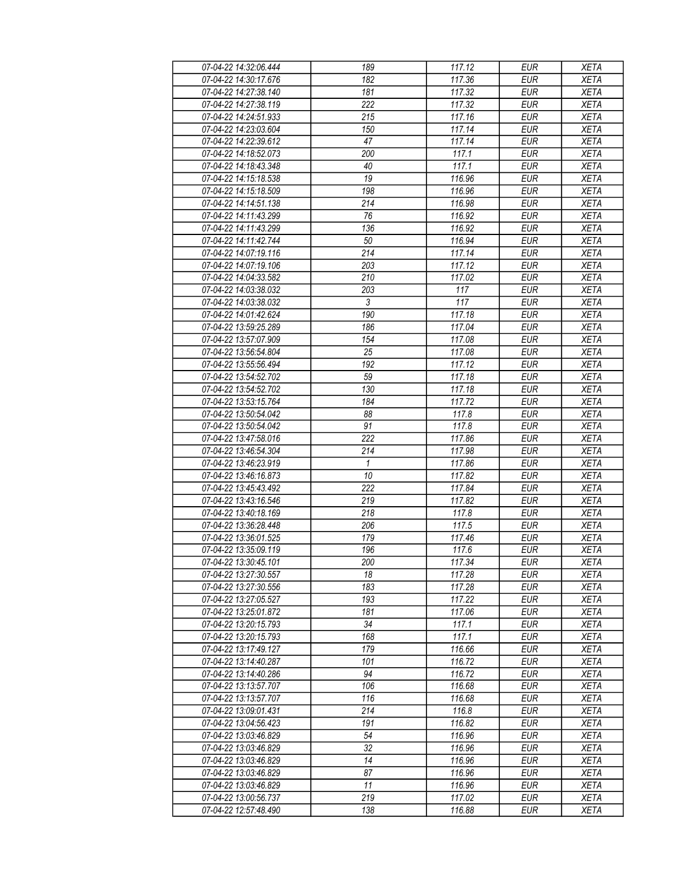| 07-04-22 14:32:06.444 | 189 | 117.12 | EUR | XETA |
|---|---|---|---|---|
| 07-04-22 14:30:17.676 | 182 | 117.36 | EUR | XETA |
| 07-04-22 14:27:38.140 | 181 | 117.32 | EUR | XETA |
| 07-04-22 14:27:38.119 | 222 | 117.32 | EUR | XETA |
| 07-04-22 14:24:51.933 | 215 | 117.16 | EUR | XETA |
| 07-04-22 14:23:03.604 | 150 | 117.14 | EUR | XETA |
| 07-04-22 14:22:39.612 | 47 | 117.14 | EUR | XETA |
| 07-04-22 14:18:52.073 | 200 | 117.1 | EUR | XETA |
| 07-04-22 14:18:43.348 | 40 | 117.1 | EUR | XETA |
| 07-04-22 14:15:18.538 | 19 | 116.96 | EUR | XETA |
| 07-04-22 14:15:18.509 | 198 | 116.96 | EUR | XETA |
| 07-04-22 14:14:51.138 | 214 | 116.98 | EUR | XETA |
| 07-04-22 14:11:43.299 | 76 | 116.92 | EUR | XETA |
| 07-04-22 14:11:43.299 | 136 | 116.92 | EUR | XETA |
| 07-04-22 14:11:42.744 | 50 | 116.94 | EUR | XETA |
| 07-04-22 14:07:19.116 | 214 | 117.14 | EUR | XETA |
| 07-04-22 14:07:19.106 | 203 | 117.12 | EUR | XETA |
| 07-04-22 14:04:33.582 | 210 | 117.02 | EUR | XETA |
| 07-04-22 14:03:38.032 | 203 | 117 | EUR | XETA |
| 07-04-22 14:03:38.032 | 3 | 117 | EUR | XETA |
| 07-04-22 14:01:42.624 | 190 | 117.18 | EUR | XETA |
| 07-04-22 13:59:25.289 | 186 | 117.04 | EUR | XETA |
| 07-04-22 13:57:07.909 | 154 | 117.08 | EUR | XETA |
| 07-04-22 13:56:54.804 | 25 | 117.08 | EUR | XETA |
| 07-04-22 13:55:56.494 | 192 | 117.12 | EUR | XETA |
| 07-04-22 13:54:52.702 | 59 | 117.18 | EUR | XETA |
| 07-04-22 13:54:52.702 | 130 | 117.18 | EUR | XETA |
| 07-04-22 13:53:15.764 | 184 | 117.72 | EUR | XETA |
| 07-04-22 13:50:54.042 | 88 | 117.8 | EUR | XETA |
| 07-04-22 13:50:54.042 | 91 | 117.8 | EUR | XETA |
| 07-04-22 13:47:58.016 | 222 | 117.86 | EUR | XETA |
| 07-04-22 13:46:54.304 | 214 | 117.98 | EUR | XETA |
| 07-04-22 13:46:23.919 | 1 | 117.86 | EUR | XETA |
| 07-04-22 13:46:16.873 | 10 | 117.82 | EUR | XETA |
| 07-04-22 13:45:43.492 | 222 | 117.84 | EUR | XETA |
| 07-04-22 13:43:16.546 | 219 | 117.82 | EUR | XETA |
| 07-04-22 13:40:18.169 | 218 | 117.8 | EUR | XETA |
| 07-04-22 13:36:28.448 | 206 | 117.5 | EUR | XETA |
| 07-04-22 13:36:01.525 | 179 | 117.46 | EUR | XETA |
| 07-04-22 13:35:09.119 | 196 | 117.6 | EUR | XETA |
| 07-04-22 13:30:45.101 | 200 | 117.34 | EUR | XETA |
| 07-04-22 13:27:30.557 | 18 | 117.28 | EUR | XETA |
| 07-04-22 13:27:30.556 | 183 | 117.28 | EUR | XETA |
| 07-04-22 13:27:05.527 | 193 | 117.22 | EUR | XETA |
| 07-04-22 13:25:01.872 | 181 | 117.06 | EUR | XETA |
| 07-04-22 13:20:15.793 | 34 | 117.1 | EUR | XETA |
| 07-04-22 13:20:15.793 | 168 | 117.1 | EUR | XETA |
| 07-04-22 13:17:49.127 | 179 | 116.66 | EUR | XETA |
| 07-04-22 13:14:40.287 | 101 | 116.72 | EUR | XETA |
| 07-04-22 13:14:40.286 | 94 | 116.72 | EUR | XETA |
| 07-04-22 13:13:57.707 | 106 | 116.68 | EUR | XETA |
| 07-04-22 13:13:57.707 | 116 | 116.68 | EUR | XETA |
| 07-04-22 13:09:01.431 | 214 | 116.8 | EUR | XETA |
| 07-04-22 13:04:56.423 | 191 | 116.82 | EUR | XETA |
| 07-04-22 13:03:46.829 | 54 | 116.96 | EUR | XETA |
| 07-04-22 13:03:46.829 | 32 | 116.96 | EUR | XETA |
| 07-04-22 13:03:46.829 | 14 | 116.96 | EUR | XETA |
| 07-04-22 13:03:46.829 | 87 | 116.96 | EUR | XETA |
| 07-04-22 13:03:46.829 | 11 | 116.96 | EUR | XETA |
| 07-04-22 13:00:56.737 | 219 | 117.02 | EUR | XETA |
| 07-04-22 12:57:48.490 | 138 | 116.88 | EUR | XETA |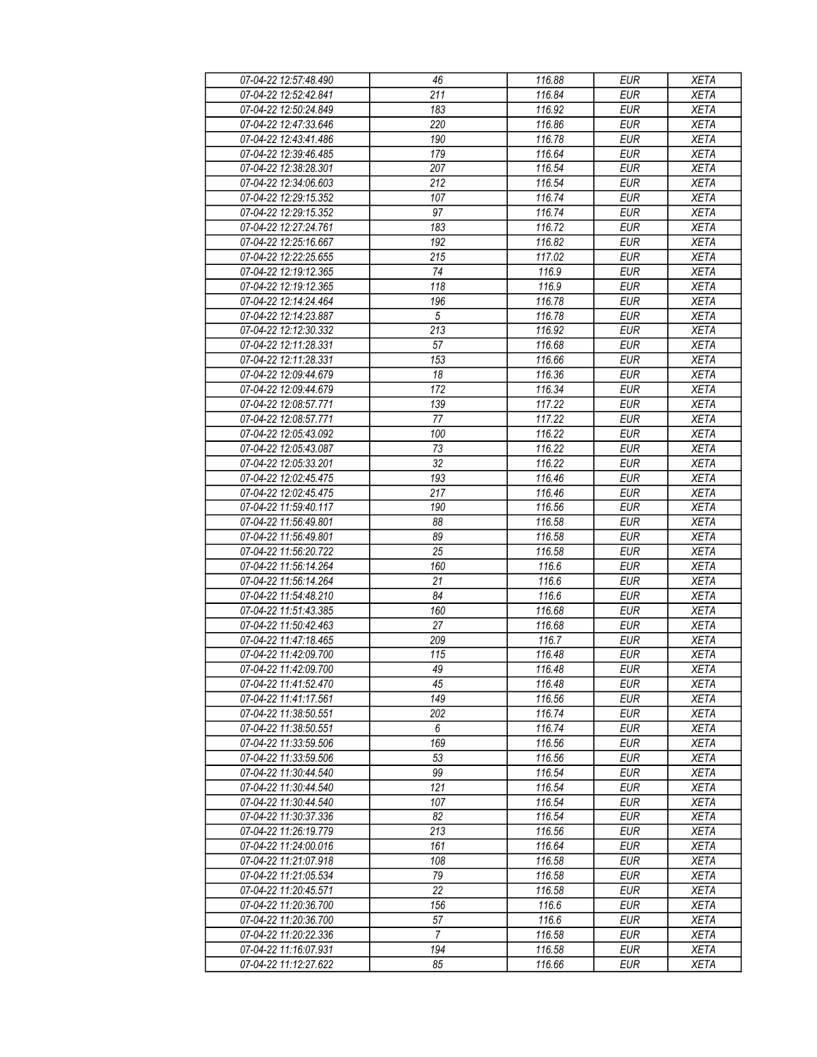| 07-04-22 12:57:48.490 | 46 | 116.88 | EUR | XETA |
|---|---|---|---|---|
| 07-04-22 12:52:42.841 | 211 | 116.84 | EUR | XETA |
| 07-04-22 12:50:24.849 | 183 | 116.92 | EUR | XETA |
| 07-04-22 12:47:33.646 | 220 | 116.86 | EUR | XETA |
| 07-04-22 12:43:41.486 | 190 | 116.78 | EUR | XETA |
| 07-04-22 12:39:46.485 | 179 | 116.64 | EUR | XETA |
| 07-04-22 12:38:28.301 | 207 | 116.54 | EUR | XETA |
| 07-04-22 12:34:06.603 | 212 | 116.54 | EUR | XETA |
| 07-04-22 12:29:15.352 | 107 | 116.74 | EUR | XETA |
| 07-04-22 12:29:15.352 | 97 | 116.74 | EUR | XETA |
| 07-04-22 12:27:24.761 | 183 | 116.72 | EUR | XETA |
| 07-04-22 12:25:16.667 | 192 | 116.82 | EUR | XETA |
| 07-04-22 12:22:25.655 | 215 | 117.02 | EUR | XETA |
| 07-04-22 12:19:12.365 | 74 | 116.9 | EUR | XETA |
| 07-04-22 12:19:12.365 | 118 | 116.9 | EUR | XETA |
| 07-04-22 12:14:24.464 | 196 | 116.78 | EUR | XETA |
| 07-04-22 12:14:23.887 | 5 | 116.78 | EUR | XETA |
| 07-04-22 12:12:30.332 | 213 | 116.92 | EUR | XETA |
| 07-04-22 12:11:28.331 | 57 | 116.68 | EUR | XETA |
| 07-04-22 12:11:28.331 | 153 | 116.66 | EUR | XETA |
| 07-04-22 12:09:44.679 | 18 | 116.36 | EUR | XETA |
| 07-04-22 12:09:44.679 | 172 | 116.34 | EUR | XETA |
| 07-04-22 12:08:57.771 | 139 | 117.22 | EUR | XETA |
| 07-04-22 12:08:57.771 | 77 | 117.22 | EUR | XETA |
| 07-04-22 12:05:43.092 | 100 | 116.22 | EUR | XETA |
| 07-04-22 12:05:43.087 | 73 | 116.22 | EUR | XETA |
| 07-04-22 12:05:33.201 | 32 | 116.22 | EUR | XETA |
| 07-04-22 12:02:45.475 | 193 | 116.46 | EUR | XETA |
| 07-04-22 12:02:45.475 | 217 | 116.46 | EUR | XETA |
| 07-04-22 11:59:40.117 | 190 | 116.56 | EUR | XETA |
| 07-04-22 11:56:49.801 | 88 | 116.58 | EUR | XETA |
| 07-04-22 11:56:49.801 | 89 | 116.58 | EUR | XETA |
| 07-04-22 11:56:20.722 | 25 | 116.58 | EUR | XETA |
| 07-04-22 11:56:14.264 | 160 | 116.6 | EUR | XETA |
| 07-04-22 11:56:14.264 | 21 | 116.6 | EUR | XETA |
| 07-04-22 11:54:48.210 | 84 | 116.6 | EUR | XETA |
| 07-04-22 11:51:43.385 | 160 | 116.68 | EUR | XETA |
| 07-04-22 11:50:42.463 | 27 | 116.68 | EUR | XETA |
| 07-04-22 11:47:18.465 | 209 | 116.7 | EUR | XETA |
| 07-04-22 11:42:09.700 | 115 | 116.48 | EUR | XETA |
| 07-04-22 11:42:09.700 | 49 | 116.48 | EUR | XETA |
| 07-04-22 11:41:52.470 | 45 | 116.48 | EUR | XETA |
| 07-04-22 11:41:17.561 | 149 | 116.56 | EUR | XETA |
| 07-04-22 11:38:50.551 | 202 | 116.74 | EUR | XETA |
| 07-04-22 11:38:50.551 | 6 | 116.74 | EUR | XETA |
| 07-04-22 11:33:59.506 | 169 | 116.56 | EUR | XETA |
| 07-04-22 11:33:59.506 | 53 | 116.56 | EUR | XETA |
| 07-04-22 11:30:44.540 | 99 | 116.54 | EUR | XETA |
| 07-04-22 11:30:44.540 | 121 | 116.54 | EUR | XETA |
| 07-04-22 11:30:44.540 | 107 | 116.54 | EUR | XETA |
| 07-04-22 11:30:37.336 | 82 | 116.54 | EUR | XETA |
| 07-04-22 11:26:19.779 | 213 | 116.56 | EUR | XETA |
| 07-04-22 11:24:00.016 | 161 | 116.64 | EUR | XETA |
| 07-04-22 11:21:07.918 | 108 | 116.58 | EUR | XETA |
| 07-04-22 11:21:05.534 | 79 | 116.58 | EUR | XETA |
| 07-04-22 11:20:45.571 | 22 | 116.58 | EUR | XETA |
| 07-04-22 11:20:36.700 | 156 | 116.6 | EUR | XETA |
| 07-04-22 11:20:36.700 | 57 | 116.6 | EUR | XETA |
| 07-04-22 11:20:22.336 | 7 | 116.58 | EUR | XETA |
| 07-04-22 11:16:07.931 | 194 | 116.58 | EUR | XETA |
| 07-04-22 11:12:27.622 | 85 | 116.66 | EUR | XETA |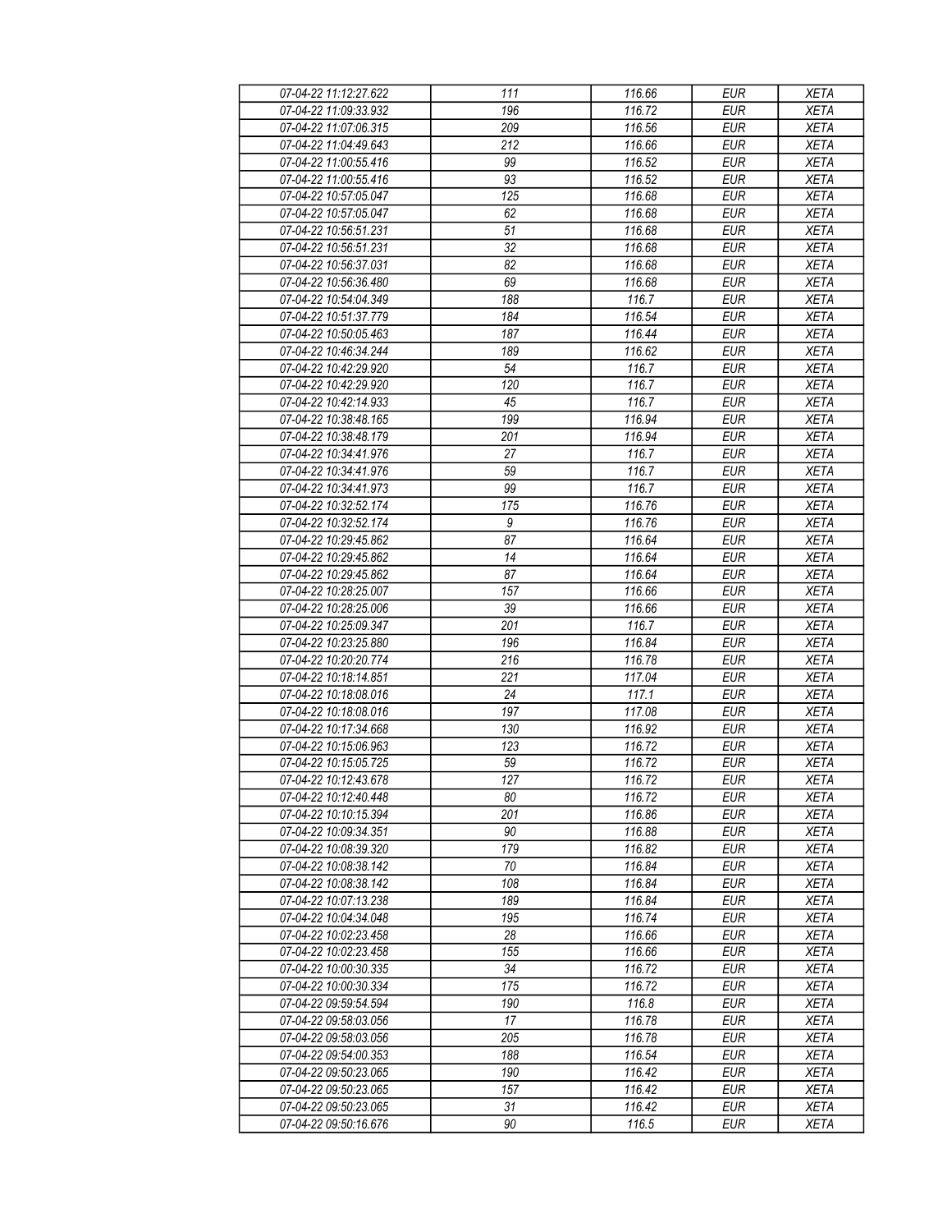| 07-04-22 11:12:27.622 | 111 | 116.66 | EUR | XETA |
|---|---|---|---|---|
| 07-04-22 11:09:33.932 | 196 | 116.72 | EUR | XETA |
| 07-04-22 11:07:06.315 | 209 | 116.56 | EUR | XETA |
| 07-04-22 11:04:49.643 | 212 | 116.66 | EUR | XETA |
| 07-04-22 11:00:55.416 | 99 | 116.52 | EUR | XETA |
| 07-04-22 11:00:55.416 | 93 | 116.52 | EUR | XETA |
| 07-04-22 10:57:05.047 | 125 | 116.68 | EUR | XETA |
| 07-04-22 10:57:05.047 | 62 | 116.68 | EUR | XETA |
| 07-04-22 10:56:51.231 | 51 | 116.68 | EUR | XETA |
| 07-04-22 10:56:51.231 | 32 | 116.68 | EUR | XETA |
| 07-04-22 10:56:37.031 | 82 | 116.68 | EUR | XETA |
| 07-04-22 10:56:36.480 | 69 | 116.68 | EUR | XETA |
| 07-04-22 10:54:04.349 | 188 | 116.7 | EUR | XETA |
| 07-04-22 10:51:37.779 | 184 | 116.54 | EUR | XETA |
| 07-04-22 10:50:05.463 | 187 | 116.44 | EUR | XETA |
| 07-04-22 10:46:34.244 | 189 | 116.62 | EUR | XETA |
| 07-04-22 10:42:29.920 | 54 | 116.7 | EUR | XETA |
| 07-04-22 10:42:29.920 | 120 | 116.7 | EUR | XETA |
| 07-04-22 10:42:14.933 | 45 | 116.7 | EUR | XETA |
| 07-04-22 10:38:48.165 | 199 | 116.94 | EUR | XETA |
| 07-04-22 10:38:48.179 | 201 | 116.94 | EUR | XETA |
| 07-04-22 10:34:41.976 | 27 | 116.7 | EUR | XETA |
| 07-04-22 10:34:41.976 | 59 | 116.7 | EUR | XETA |
| 07-04-22 10:34:41.973 | 99 | 116.7 | EUR | XETA |
| 07-04-22 10:32:52.174 | 175 | 116.76 | EUR | XETA |
| 07-04-22 10:32:52.174 | 9 | 116.76 | EUR | XETA |
| 07-04-22 10:29:45.862 | 87 | 116.64 | EUR | XETA |
| 07-04-22 10:29:45.862 | 14 | 116.64 | EUR | XETA |
| 07-04-22 10:29:45.862 | 87 | 116.64 | EUR | XETA |
| 07-04-22 10:28:25.007 | 157 | 116.66 | EUR | XETA |
| 07-04-22 10:28:25.006 | 39 | 116.66 | EUR | XETA |
| 07-04-22 10:25:09.347 | 201 | 116.7 | EUR | XETA |
| 07-04-22 10:23:25.880 | 196 | 116.84 | EUR | XETA |
| 07-04-22 10:20:20.774 | 216 | 116.78 | EUR | XETA |
| 07-04-22 10:18:14.851 | 221 | 117.04 | EUR | XETA |
| 07-04-22 10:18:08.016 | 24 | 117.1 | EUR | XETA |
| 07-04-22 10:18:08.016 | 197 | 117.08 | EUR | XETA |
| 07-04-22 10:17:34.668 | 130 | 116.92 | EUR | XETA |
| 07-04-22 10:15:06.963 | 123 | 116.72 | EUR | XETA |
| 07-04-22 10:15:05.725 | 59 | 116.72 | EUR | XETA |
| 07-04-22 10:12:43.678 | 127 | 116.72 | EUR | XETA |
| 07-04-22 10:12:40.448 | 80 | 116.72 | EUR | XETA |
| 07-04-22 10:10:15.394 | 201 | 116.86 | EUR | XETA |
| 07-04-22 10:09:34.351 | 90 | 116.88 | EUR | XETA |
| 07-04-22 10:08:39.320 | 179 | 116.82 | EUR | XETA |
| 07-04-22 10:08:38.142 | 70 | 116.84 | EUR | XETA |
| 07-04-22 10:08:38.142 | 108 | 116.84 | EUR | XETA |
| 07-04-22 10:07:13.238 | 189 | 116.84 | EUR | XETA |
| 07-04-22 10:04:34.048 | 195 | 116.74 | EUR | XETA |
| 07-04-22 10:02:23.458 | 28 | 116.66 | EUR | XETA |
| 07-04-22 10:02:23.458 | 155 | 116.66 | EUR | XETA |
| 07-04-22 10:00:30.335 | 34 | 116.72 | EUR | XETA |
| 07-04-22 10:00:30.334 | 175 | 116.72 | EUR | XETA |
| 07-04-22 09:59:54.594 | 190 | 116.8 | EUR | XETA |
| 07-04-22 09:58:03.056 | 17 | 116.78 | EUR | XETA |
| 07-04-22 09:58:03.056 | 205 | 116.78 | EUR | XETA |
| 07-04-22 09:54:00.353 | 188 | 116.54 | EUR | XETA |
| 07-04-22 09:50:23.065 | 190 | 116.42 | EUR | XETA |
| 07-04-22 09:50:23.065 | 157 | 116.42 | EUR | XETA |
| 07-04-22 09:50:23.065 | 31 | 116.42 | EUR | XETA |
| 07-04-22 09:50:16.676 | 90 | 116.5 | EUR | XETA |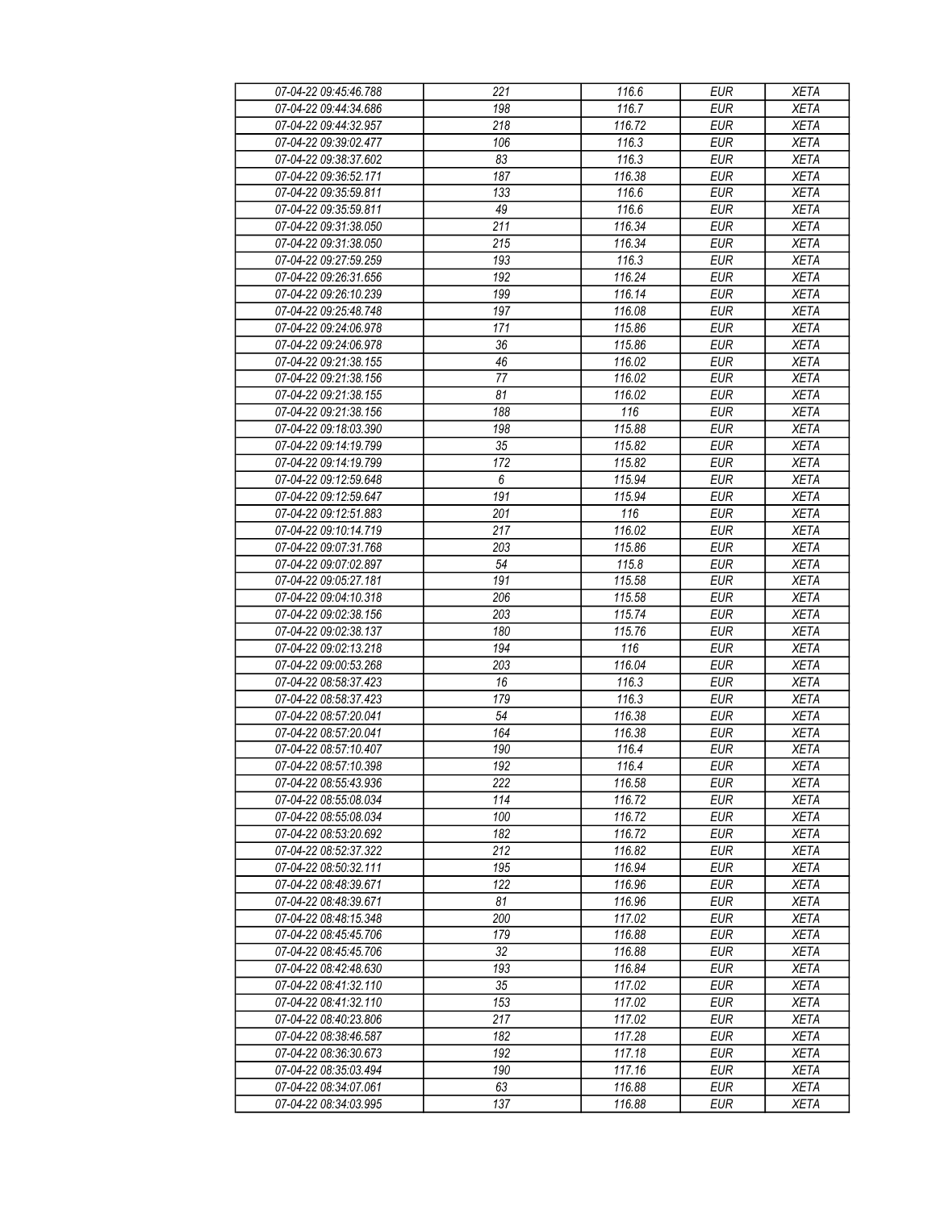| 07-04-22 09:45:46.788 | 221 | 116.6 | EUR | XETA |
|---|---|---|---|---|
| 07-04-22 09:44:34.686 | 198 | 116.7 | EUR | XETA |
| 07-04-22 09:44:32.957 | 218 | 116.72 | EUR | XETA |
| 07-04-22 09:39:02.477 | 106 | 116.3 | EUR | XETA |
| 07-04-22 09:38:37.602 | 83 | 116.3 | EUR | XETA |
| 07-04-22 09:36:52.171 | 187 | 116.38 | EUR | XETA |
| 07-04-22 09:35:59.811 | 133 | 116.6 | EUR | XETA |
| 07-04-22 09:35:59.811 | 49 | 116.6 | EUR | XETA |
| 07-04-22 09:31:38.050 | 211 | 116.34 | EUR | XETA |
| 07-04-22 09:31:38.050 | 215 | 116.34 | EUR | XETA |
| 07-04-22 09:27:59.259 | 193 | 116.3 | EUR | XETA |
| 07-04-22 09:26:31.656 | 192 | 116.24 | EUR | XETA |
| 07-04-22 09:26:10.239 | 199 | 116.14 | EUR | XETA |
| 07-04-22 09:25:48.748 | 197 | 116.08 | EUR | XETA |
| 07-04-22 09:24:06.978 | 171 | 115.86 | EUR | XETA |
| 07-04-22 09:24:06.978 | 36 | 115.86 | EUR | XETA |
| 07-04-22 09:21:38.155 | 46 | 116.02 | EUR | XETA |
| 07-04-22 09:21:38.156 | 77 | 116.02 | EUR | XETA |
| 07-04-22 09:21:38.155 | 81 | 116.02 | EUR | XETA |
| 07-04-22 09:21:38.156 | 188 | 116 | EUR | XETA |
| 07-04-22 09:18:03.390 | 198 | 115.88 | EUR | XETA |
| 07-04-22 09:14:19.799 | 35 | 115.82 | EUR | XETA |
| 07-04-22 09:14:19.799 | 172 | 115.82 | EUR | XETA |
| 07-04-22 09:12:59.648 | 6 | 115.94 | EUR | XETA |
| 07-04-22 09:12:59.647 | 191 | 115.94 | EUR | XETA |
| 07-04-22 09:12:51.883 | 201 | 116 | EUR | XETA |
| 07-04-22 09:10:14.719 | 217 | 116.02 | EUR | XETA |
| 07-04-22 09:07:31.768 | 203 | 115.86 | EUR | XETA |
| 07-04-22 09:07:02.897 | 54 | 115.8 | EUR | XETA |
| 07-04-22 09:05:27.181 | 191 | 115.58 | EUR | XETA |
| 07-04-22 09:04:10.318 | 206 | 115.58 | EUR | XETA |
| 07-04-22 09:02:38.156 | 203 | 115.74 | EUR | XETA |
| 07-04-22 09:02:38.137 | 180 | 115.76 | EUR | XETA |
| 07-04-22 09:02:13.218 | 194 | 116 | EUR | XETA |
| 07-04-22 09:00:53.268 | 203 | 116.04 | EUR | XETA |
| 07-04-22 08:58:37.423 | 16 | 116.3 | EUR | XETA |
| 07-04-22 08:58:37.423 | 179 | 116.3 | EUR | XETA |
| 07-04-22 08:57:20.041 | 54 | 116.38 | EUR | XETA |
| 07-04-22 08:57:20.041 | 164 | 116.38 | EUR | XETA |
| 07-04-22 08:57:10.407 | 190 | 116.4 | EUR | XETA |
| 07-04-22 08:57:10.398 | 192 | 116.4 | EUR | XETA |
| 07-04-22 08:55:43.936 | 222 | 116.58 | EUR | XETA |
| 07-04-22 08:55:08.034 | 114 | 116.72 | EUR | XETA |
| 07-04-22 08:55:08.034 | 100 | 116.72 | EUR | XETA |
| 07-04-22 08:53:20.692 | 182 | 116.72 | EUR | XETA |
| 07-04-22 08:52:37.322 | 212 | 116.82 | EUR | XETA |
| 07-04-22 08:50:32.111 | 195 | 116.94 | EUR | XETA |
| 07-04-22 08:48:39.671 | 122 | 116.96 | EUR | XETA |
| 07-04-22 08:48:39.671 | 81 | 116.96 | EUR | XETA |
| 07-04-22 08:48:15.348 | 200 | 117.02 | EUR | XETA |
| 07-04-22 08:45:45.706 | 179 | 116.88 | EUR | XETA |
| 07-04-22 08:45:45.706 | 32 | 116.88 | EUR | XETA |
| 07-04-22 08:42:48.630 | 193 | 116.84 | EUR | XETA |
| 07-04-22 08:41:32.110 | 35 | 117.02 | EUR | XETA |
| 07-04-22 08:41:32.110 | 153 | 117.02 | EUR | XETA |
| 07-04-22 08:40:23.806 | 217 | 117.02 | EUR | XETA |
| 07-04-22 08:38:46.587 | 182 | 117.28 | EUR | XETA |
| 07-04-22 08:36:30.673 | 192 | 117.18 | EUR | XETA |
| 07-04-22 08:35:03.494 | 190 | 117.16 | EUR | XETA |
| 07-04-22 08:34:07.061 | 63 | 116.88 | EUR | XETA |
| 07-04-22 08:34:03.995 | 137 | 116.88 | EUR | XETA |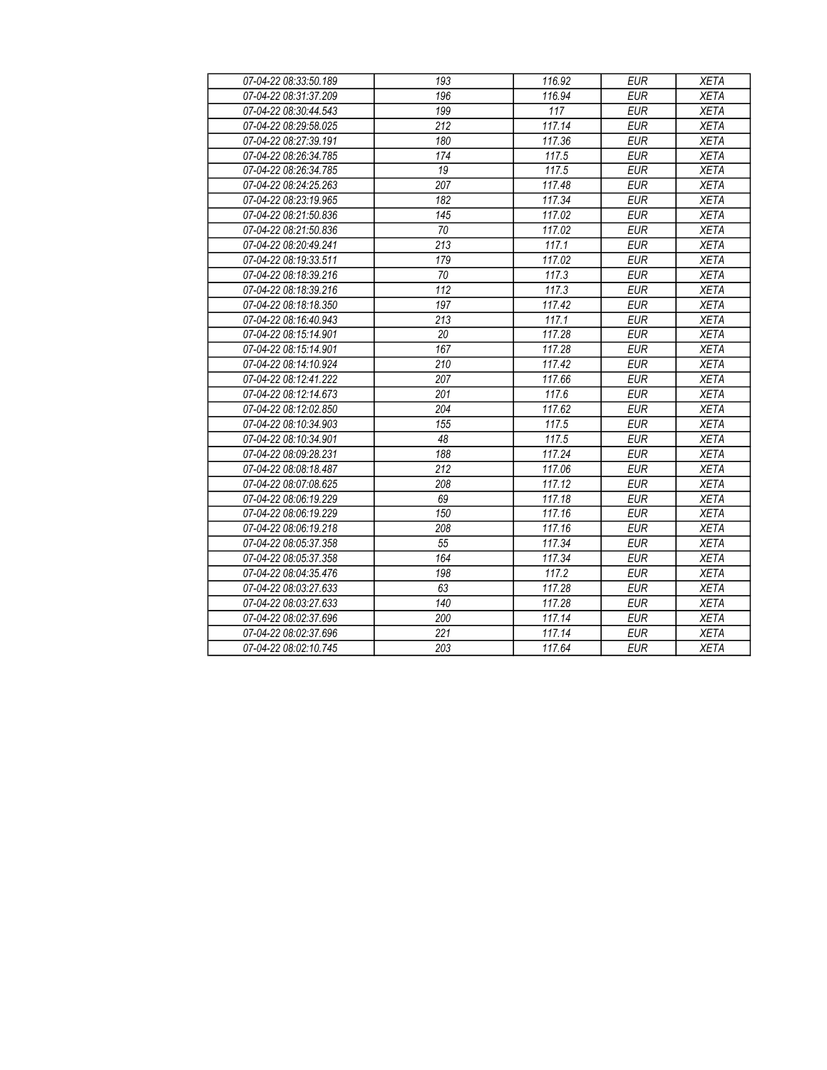| 07-04-22 08:33:50.189 | 193 | 116.92 | EUR | XETA |
|---|---|---|---|---|
| 07-04-22 08:31:37.209 | 196 | 116.94 | EUR | XETA |
| 07-04-22 08:30:44.543 | 199 | 117 | EUR | XETA |
| 07-04-22 08:29:58.025 | 212 | 117.14 | EUR | XETA |
| 07-04-22 08:27:39.191 | 180 | 117.36 | EUR | XETA |
| 07-04-22 08:26:34.785 | 174 | 117.5 | EUR | XETA |
| 07-04-22 08:26:34.785 | 19 | 117.5 | EUR | XETA |
| 07-04-22 08:24:25.263 | 207 | 117.48 | EUR | XETA |
| 07-04-22 08:23:19.965 | 182 | 117.34 | EUR | XETA |
| 07-04-22 08:21:50.836 | 145 | 117.02 | EUR | XETA |
| 07-04-22 08:21:50.836 | 70 | 117.02 | EUR | XETA |
| 07-04-22 08:20:49.241 | 213 | 117.1 | EUR | XETA |
| 07-04-22 08:19:33.511 | 179 | 117.02 | EUR | XETA |
| 07-04-22 08:18:39.216 | 70 | 117.3 | EUR | XETA |
| 07-04-22 08:18:39.216 | 112 | 117.3 | EUR | XETA |
| 07-04-22 08:18:18.350 | 197 | 117.42 | EUR | XETA |
| 07-04-22 08:16:40.943 | 213 | 117.1 | EUR | XETA |
| 07-04-22 08:15:14.901 | 20 | 117.28 | EUR | XETA |
| 07-04-22 08:15:14.901 | 167 | 117.28 | EUR | XETA |
| 07-04-22 08:14:10.924 | 210 | 117.42 | EUR | XETA |
| 07-04-22 08:12:41.222 | 207 | 117.66 | EUR | XETA |
| 07-04-22 08:12:14.673 | 201 | 117.6 | EUR | XETA |
| 07-04-22 08:12:02.850 | 204 | 117.62 | EUR | XETA |
| 07-04-22 08:10:34.903 | 155 | 117.5 | EUR | XETA |
| 07-04-22 08:10:34.901 | 48 | 117.5 | EUR | XETA |
| 07-04-22 08:09:28.231 | 188 | 117.24 | EUR | XETA |
| 07-04-22 08:08:18.487 | 212 | 117.06 | EUR | XETA |
| 07-04-22 08:07:08.625 | 208 | 117.12 | EUR | XETA |
| 07-04-22 08:06:19.229 | 69 | 117.18 | EUR | XETA |
| 07-04-22 08:06:19.229 | 150 | 117.16 | EUR | XETA |
| 07-04-22 08:06:19.218 | 208 | 117.16 | EUR | XETA |
| 07-04-22 08:05:37.358 | 55 | 117.34 | EUR | XETA |
| 07-04-22 08:05:37.358 | 164 | 117.34 | EUR | XETA |
| 07-04-22 08:04:35.476 | 198 | 117.2 | EUR | XETA |
| 07-04-22 08:03:27.633 | 63 | 117.28 | EUR | XETA |
| 07-04-22 08:03:27.633 | 140 | 117.28 | EUR | XETA |
| 07-04-22 08:02:37.696 | 200 | 117.14 | EUR | XETA |
| 07-04-22 08:02:37.696 | 221 | 117.14 | EUR | XETA |
| 07-04-22 08:02:10.745 | 203 | 117.64 | EUR | XETA |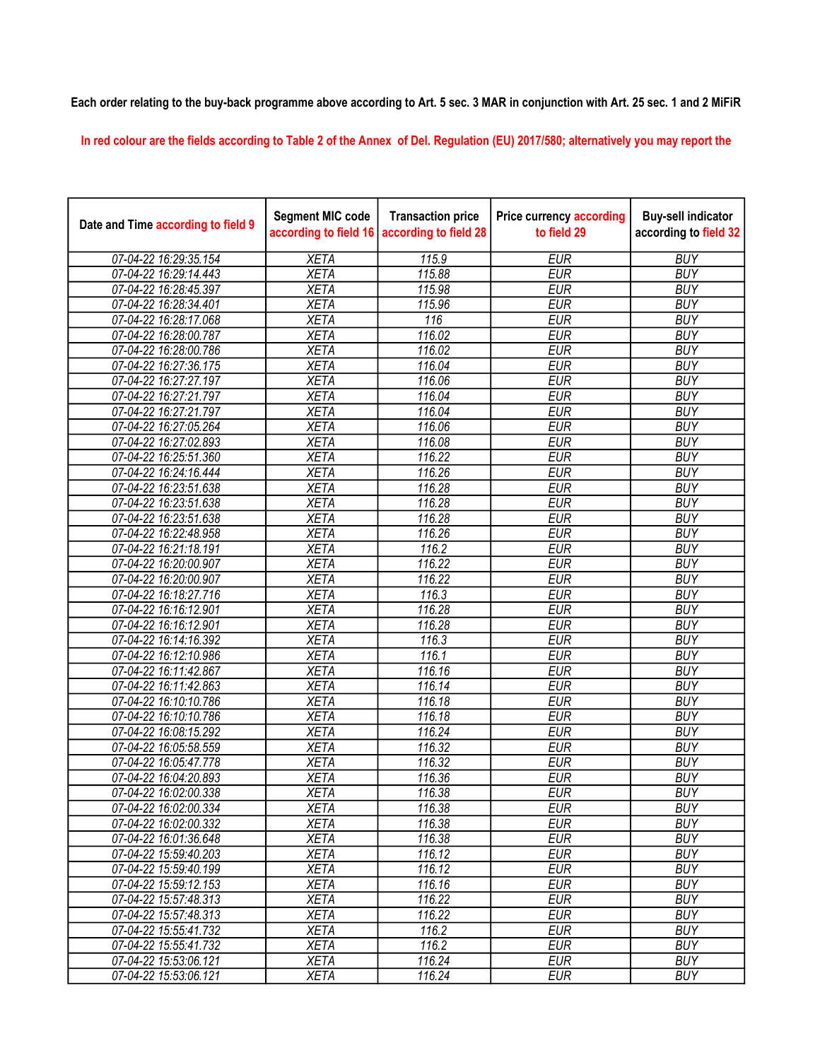**Each order relating to the buy-back programme above according to Art. 5 sec. 3 MAR in conjunction with Art. 25 sec. 1 and 2 MiFiR**

In red colour are the fields according to Table 2 of the Annex of Del. Regulation (EU) 2017/580; alternatively you may report the

| Date and Time according to field 9 | Segment MIC code according to field 16 | Transaction price according to field 28 | Price currency according to field 29 | Buy-sell indicator according to field 32 |
|---|---|---|---|---|
| 07-04-22 16:29:35.154 | XETA | 115.9 | EUR | BUY |
| 07-04-22 16:29:14.443 | XETA | 115.88 | EUR | BUY |
| 07-04-22 16:28:45.397 | XETA | 115.98 | EUR | BUY |
| 07-04-22 16:28:34.401 | XETA | 115.96 | EUR | BUY |
| 07-04-22 16:28:17.068 | XETA | 116 | EUR | BUY |
| 07-04-22 16:28:00.787 | XETA | 116.02 | EUR | BUY |
| 07-04-22 16:28:00.786 | XETA | 116.02 | EUR | BUY |
| 07-04-22 16:27:36.175 | XETA | 116.04 | EUR | BUY |
| 07-04-22 16:27:27.197 | XETA | 116.06 | EUR | BUY |
| 07-04-22 16:27:21.797 | XETA | 116.04 | EUR | BUY |
| 07-04-22 16:27:21.797 | XETA | 116.04 | EUR | BUY |
| 07-04-22 16:27:05.264 | XETA | 116.06 | EUR | BUY |
| 07-04-22 16:27:02.893 | XETA | 116.08 | EUR | BUY |
| 07-04-22 16:25:51.360 | XETA | 116.22 | EUR | BUY |
| 07-04-22 16:24:16.444 | XETA | 116.26 | EUR | BUY |
| 07-04-22 16:23:51.638 | XETA | 116.28 | EUR | BUY |
| 07-04-22 16:23:51.638 | XETA | 116.28 | EUR | BUY |
| 07-04-22 16:23:51.638 | XETA | 116.28 | EUR | BUY |
| 07-04-22 16:22:48.958 | XETA | 116.26 | EUR | BUY |
| 07-04-22 16:21:18.191 | XETA | 116.2 | EUR | BUY |
| 07-04-22 16:20:00.907 | XETA | 116.22 | EUR | BUY |
| 07-04-22 16:20:00.907 | XETA | 116.22 | EUR | BUY |
| 07-04-22 16:18:27.716 | XETA | 116.3 | EUR | BUY |
| 07-04-22 16:16:12.901 | XETA | 116.28 | EUR | BUY |
| 07-04-22 16:16:12.901 | XETA | 116.28 | EUR | BUY |
| 07-04-22 16:14:16.392 | XETA | 116.3 | EUR | BUY |
| 07-04-22 16:12:10.986 | XETA | 116.1 | EUR | BUY |
| 07-04-22 16:11:42.867 | XETA | 116.16 | EUR | BUY |
| 07-04-22 16:11:42.863 | XETA | 116.14 | EUR | BUY |
| 07-04-22 16:10:10.786 | XETA | 116.18 | EUR | BUY |
| 07-04-22 16:10:10.786 | XETA | 116.18 | EUR | BUY |
| 07-04-22 16:08:15.292 | XETA | 116.24 | EUR | BUY |
| 07-04-22 16:05:58.559 | XETA | 116.32 | EUR | BUY |
| 07-04-22 16:05:47.778 | XETA | 116.32 | EUR | BUY |
| 07-04-22 16:04:20.893 | XETA | 116.36 | EUR | BUY |
| 07-04-22 16:02:00.338 | XETA | 116.38 | EUR | BUY |
| 07-04-22 16:02:00.334 | XETA | 116.38 | EUR | BUY |
| 07-04-22 16:02:00.332 | XETA | 116.38 | EUR | BUY |
| 07-04-22 16:01:36.648 | XETA | 116.38 | EUR | BUY |
| 07-04-22 15:59:40.203 | XETA | 116.12 | EUR | BUY |
| 07-04-22 15:59:40.199 | XETA | 116.12 | EUR | BUY |
| 07-04-22 15:59:12.153 | XETA | 116.16 | EUR | BUY |
| 07-04-22 15:57:48.313 | XETA | 116.22 | EUR | BUY |
| 07-04-22 15:57:48.313 | XETA | 116.22 | EUR | BUY |
| 07-04-22 15:55:41.732 | XETA | 116.2 | EUR | BUY |
| 07-04-22 15:55:41.732 | XETA | 116.2 | EUR | BUY |
| 07-04-22 15:53:06.121 | XETA | 116.24 | EUR | BUY |
| 07-04-22 15:53:06.121 | XETA | 116.24 | EUR | BUY |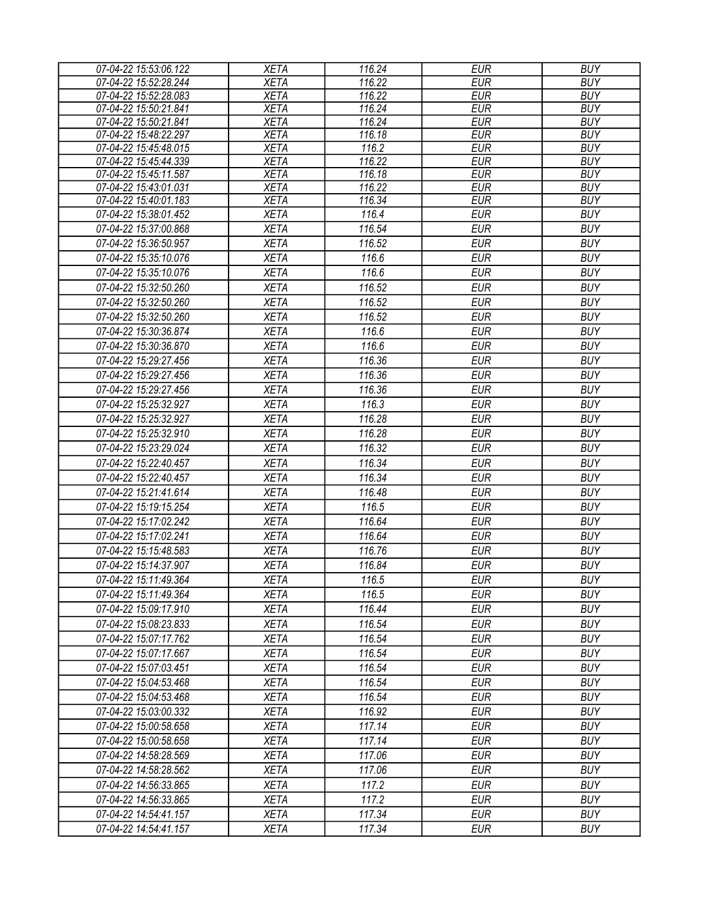| 07-04-22 15:53:06.122 | XETA | 116.24 | EUR | BUY |
|---|---|---|---|---|
| 07-04-22 15:52:28.244 | XETA | 116.22 | EUR | BUY |
| 07-04-22 15:52:28.083 | XETA | 116.22 | EUR | BUY |
| 07-04-22 15:50:21.841 | XETA | 116.24 | EUR | BUY |
| 07-04-22 15:50:21.841 | XETA | 116.24 | EUR | BUY |
| 07-04-22 15:48:22.297 | XETA | 116.18 | EUR | BUY |
| 07-04-22 15:45:48.015 | XETA | 116.2 | EUR | BUY |
| 07-04-22 15:45:44.339 | XETA | 116.22 | EUR | BUY |
| 07-04-22 15:45:11.587 | XETA | 116.18 | EUR | BUY |
| 07-04-22 15:43:01.031 | XETA | 116.22 | EUR | BUY |
| 07-04-22 15:40:01.183 | XETA | 116.34 | EUR | BUY |
| 07-04-22 15:38:01.452 | XETA | 116.4 | EUR | BUY |
| 07-04-22 15:37:00.868 | XETA | 116.54 | EUR | BUY |
| 07-04-22 15:36:50.957 | XETA | 116.52 | EUR | BUY |
| 07-04-22 15:35:10.076 | XETA | 116.6 | EUR | BUY |
| 07-04-22 15:35:10.076 | XETA | 116.6 | EUR | BUY |
| 07-04-22 15:32:50.260 | XETA | 116.52 | EUR | BUY |
| 07-04-22 15:32:50.260 | XETA | 116.52 | EUR | BUY |
| 07-04-22 15:32:50.260 | XETA | 116.52 | EUR | BUY |
| 07-04-22 15:30:36.874 | XETA | 116.6 | EUR | BUY |
| 07-04-22 15:30:36.870 | XETA | 116.6 | EUR | BUY |
| 07-04-22 15:29:27.456 | XETA | 116.36 | EUR | BUY |
| 07-04-22 15:29:27.456 | XETA | 116.36 | EUR | BUY |
| 07-04-22 15:29:27.456 | XETA | 116.36 | EUR | BUY |
| 07-04-22 15:25:32.927 | XETA | 116.3 | EUR | BUY |
| 07-04-22 15:25:32.927 | XETA | 116.28 | EUR | BUY |
| 07-04-22 15:25:32.910 | XETA | 116.28 | EUR | BUY |
| 07-04-22 15:23:29.024 | XETA | 116.32 | EUR | BUY |
| 07-04-22 15:22:40.457 | XETA | 116.34 | EUR | BUY |
| 07-04-22 15:22:40.457 | XETA | 116.34 | EUR | BUY |
| 07-04-22 15:21:41.614 | XETA | 116.48 | EUR | BUY |
| 07-04-22 15:19:15.254 | XETA | 116.5 | EUR | BUY |
| 07-04-22 15:17:02.242 | XETA | 116.64 | EUR | BUY |
| 07-04-22 15:17:02.241 | XETA | 116.64 | EUR | BUY |
| 07-04-22 15:15:48.583 | XETA | 116.76 | EUR | BUY |
| 07-04-22 15:14:37.907 | XETA | 116.84 | EUR | BUY |
| 07-04-22 15:11:49.364 | XETA | 116.5 | EUR | BUY |
| 07-04-22 15:11:49.364 | XETA | 116.5 | EUR | BUY |
| 07-04-22 15:09:17.910 | XETA | 116.44 | EUR | BUY |
| 07-04-22 15:08:23.833 | XETA | 116.54 | EUR | BUY |
| 07-04-22 15:07:17.762 | XETA | 116.54 | EUR | BUY |
| 07-04-22 15:07:17.667 | XETA | 116.54 | EUR | BUY |
| 07-04-22 15:07:03.451 | XETA | 116.54 | EUR | BUY |
| 07-04-22 15:04:53.468 | XETA | 116.54 | EUR | BUY |
| 07-04-22 15:04:53.468 | XETA | 116.54 | EUR | BUY |
| 07-04-22 15:03:00.332 | XETA | 116.92 | EUR | BUY |
| 07-04-22 15:00:58.658 | XETA | 117.14 | EUR | BUY |
| 07-04-22 15:00:58.658 | XETA | 117.14 | EUR | BUY |
| 07-04-22 14:58:28.569 | XETA | 117.06 | EUR | BUY |
| 07-04-22 14:58:28.562 | XETA | 117.06 | EUR | BUY |
| 07-04-22 14:56:33.865 | XETA | 117.2 | EUR | BUY |
| 07-04-22 14:56:33.865 | XETA | 117.2 | EUR | BUY |
| 07-04-22 14:54:41.157 | XETA | 117.34 | EUR | BUY |
| 07-04-22 14:54:41.157 | XETA | 117.34 | EUR | BUY |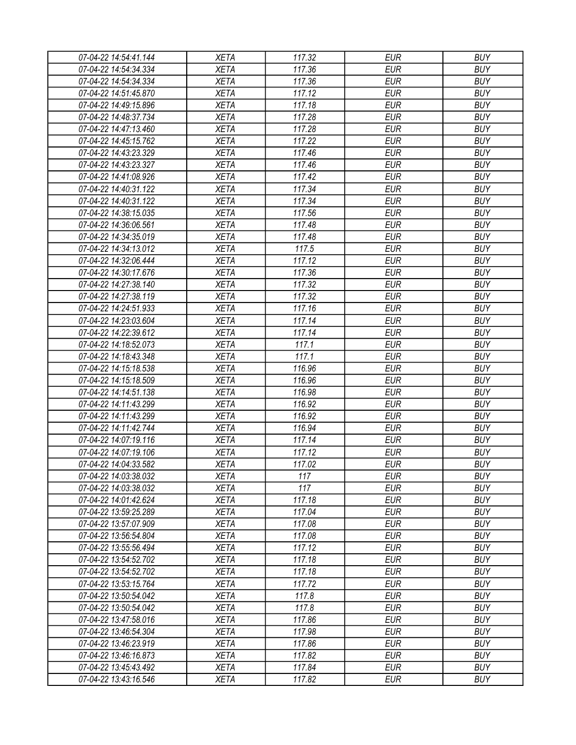| 07-04-22 14:54:41.144 | XETA | 117.32 | EUR | BUY |
|---|---|---|---|---|
| 07-04-22 14:54:34.334 | XETA | 117.36 | EUR | BUY |
| 07-04-22 14:54:34.334 | XETA | 117.36 | EUR | BUY |
| 07-04-22 14:51:45.870 | XETA | 117.12 | EUR | BUY |
| 07-04-22 14:49:15.896 | XETA | 117.18 | EUR | BUY |
| 07-04-22 14:48:37.734 | XETA | 117.28 | EUR | BUY |
| 07-04-22 14:47:13.460 | XETA | 117.28 | EUR | BUY |
| 07-04-22 14:45:15.762 | XETA | 117.22 | EUR | BUY |
| 07-04-22 14:43:23.329 | XETA | 117.46 | EUR | BUY |
| 07-04-22 14:43:23.327 | XETA | 117.46 | EUR | BUY |
| 07-04-22 14:41:08.926 | XETA | 117.42 | EUR | BUY |
| 07-04-22 14:40:31.122 | XETA | 117.34 | EUR | BUY |
| 07-04-22 14:40:31.122 | XETA | 117.34 | EUR | BUY |
| 07-04-22 14:38:15.035 | XETA | 117.56 | EUR | BUY |
| 07-04-22 14:36:06.561 | XETA | 117.48 | EUR | BUY |
| 07-04-22 14:34:35.019 | XETA | 117.48 | EUR | BUY |
| 07-04-22 14:34:13.012 | XETA | 117.5 | EUR | BUY |
| 07-04-22 14:32:06.444 | XETA | 117.12 | EUR | BUY |
| 07-04-22 14:30:17.676 | XETA | 117.36 | EUR | BUY |
| 07-04-22 14:27:38.140 | XETA | 117.32 | EUR | BUY |
| 07-04-22 14:27:38.119 | XETA | 117.32 | EUR | BUY |
| 07-04-22 14:24:51.933 | XETA | 117.16 | EUR | BUY |
| 07-04-22 14:23:03.604 | XETA | 117.14 | EUR | BUY |
| 07-04-22 14:22:39.612 | XETA | 117.14 | EUR | BUY |
| 07-04-22 14:18:52.073 | XETA | 117.1 | EUR | BUY |
| 07-04-22 14:18:43.348 | XETA | 117.1 | EUR | BUY |
| 07-04-22 14:15:18.538 | XETA | 116.96 | EUR | BUY |
| 07-04-22 14:15:18.509 | XETA | 116.96 | EUR | BUY |
| 07-04-22 14:14:51.138 | XETA | 116.98 | EUR | BUY |
| 07-04-22 14:11:43.299 | XETA | 116.92 | EUR | BUY |
| 07-04-22 14:11:43.299 | XETA | 116.92 | EUR | BUY |
| 07-04-22 14:11:42.744 | XETA | 116.94 | EUR | BUY |
| 07-04-22 14:07:19.116 | XETA | 117.14 | EUR | BUY |
| 07-04-22 14:07:19.106 | XETA | 117.12 | EUR | BUY |
| 07-04-22 14:04:33.582 | XETA | 117.02 | EUR | BUY |
| 07-04-22 14:03:38.032 | XETA | 117 | EUR | BUY |
| 07-04-22 14:03:38.032 | XETA | 117 | EUR | BUY |
| 07-04-22 14:01:42.624 | XETA | 117.18 | EUR | BUY |
| 07-04-22 13:59:25.289 | XETA | 117.04 | EUR | BUY |
| 07-04-22 13:57:07.909 | XETA | 117.08 | EUR | BUY |
| 07-04-22 13:56:54.804 | XETA | 117.08 | EUR | BUY |
| 07-04-22 13:55:56.494 | XETA | 117.12 | EUR | BUY |
| 07-04-22 13:54:52.702 | XETA | 117.18 | EUR | BUY |
| 07-04-22 13:54:52.702 | XETA | 117.18 | EUR | BUY |
| 07-04-22 13:53:15.764 | XETA | 117.72 | EUR | BUY |
| 07-04-22 13:50:54.042 | XETA | 117.8 | EUR | BUY |
| 07-04-22 13:50:54.042 | XETA | 117.8 | EUR | BUY |
| 07-04-22 13:47:58.016 | XETA | 117.86 | EUR | BUY |
| 07-04-22 13:46:54.304 | XETA | 117.98 | EUR | BUY |
| 07-04-22 13:46:23.919 | XETA | 117.86 | EUR | BUY |
| 07-04-22 13:46:16.873 | XETA | 117.82 | EUR | BUY |
| 07-04-22 13:45:43.492 | XETA | 117.84 | EUR | BUY |
| 07-04-22 13:43:16.546 | XETA | 117.82 | EUR | BUY |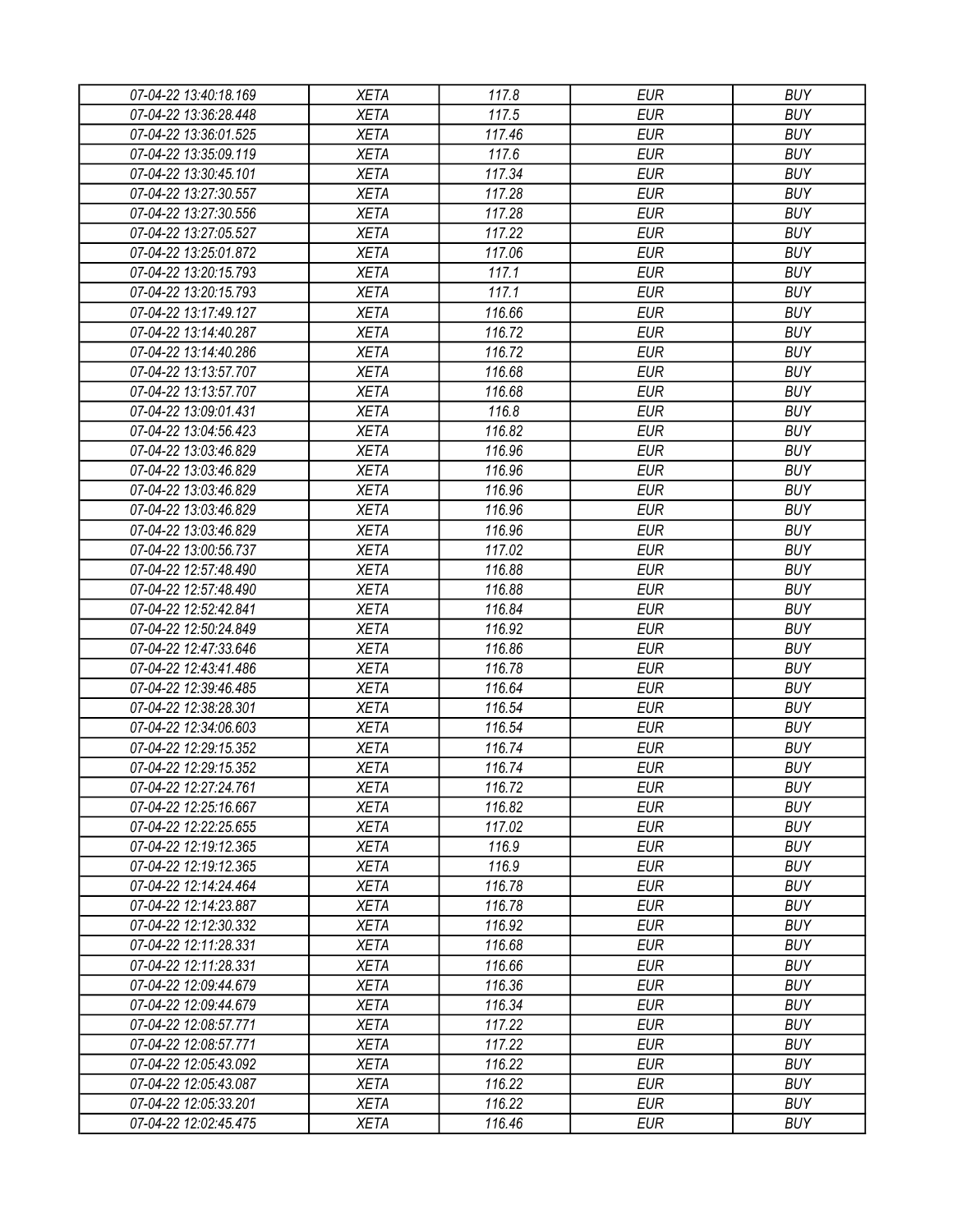| 07-04-22 13:40:18.169 | XETA | 117.8 | EUR | BUY |
|---|---|---|---|---|
| 07-04-22 13:36:28.448 | XETA | 117.5 | EUR | BUY |
| 07-04-22 13:36:01.525 | XETA | 117.46 | EUR | BUY |
| 07-04-22 13:35:09.119 | XETA | 117.6 | EUR | BUY |
| 07-04-22 13:30:45.101 | XETA | 117.34 | EUR | BUY |
| 07-04-22 13:27:30.557 | XETA | 117.28 | EUR | BUY |
| 07-04-22 13:27:30.556 | XETA | 117.28 | EUR | BUY |
| 07-04-22 13:27:05.527 | XETA | 117.22 | EUR | BUY |
| 07-04-22 13:25:01.872 | XETA | 117.06 | EUR | BUY |
| 07-04-22 13:20:15.793 | XETA | 117.1 | EUR | BUY |
| 07-04-22 13:20:15.793 | XETA | 117.1 | EUR | BUY |
| 07-04-22 13:17:49.127 | XETA | 116.66 | EUR | BUY |
| 07-04-22 13:14:40.287 | XETA | 116.72 | EUR | BUY |
| 07-04-22 13:14:40.286 | XETA | 116.72 | EUR | BUY |
| 07-04-22 13:13:57.707 | XETA | 116.68 | EUR | BUY |
| 07-04-22 13:13:57.707 | XETA | 116.68 | EUR | BUY |
| 07-04-22 13:09:01.431 | XETA | 116.8 | EUR | BUY |
| 07-04-22 13:04:56.423 | XETA | 116.82 | EUR | BUY |
| 07-04-22 13:03:46.829 | XETA | 116.96 | EUR | BUY |
| 07-04-22 13:03:46.829 | XETA | 116.96 | EUR | BUY |
| 07-04-22 13:03:46.829 | XETA | 116.96 | EUR | BUY |
| 07-04-22 13:03:46.829 | XETA | 116.96 | EUR | BUY |
| 07-04-22 13:03:46.829 | XETA | 116.96 | EUR | BUY |
| 07-04-22 13:00:56.737 | XETA | 117.02 | EUR | BUY |
| 07-04-22 12:57:48.490 | XETA | 116.88 | EUR | BUY |
| 07-04-22 12:57:48.490 | XETA | 116.88 | EUR | BUY |
| 07-04-22 12:52:42.841 | XETA | 116.84 | EUR | BUY |
| 07-04-22 12:50:24.849 | XETA | 116.92 | EUR | BUY |
| 07-04-22 12:47:33.646 | XETA | 116.86 | EUR | BUY |
| 07-04-22 12:43:41.486 | XETA | 116.78 | EUR | BUY |
| 07-04-22 12:39:46.485 | XETA | 116.64 | EUR | BUY |
| 07-04-22 12:38:28.301 | XETA | 116.54 | EUR | BUY |
| 07-04-22 12:34:06.603 | XETA | 116.54 | EUR | BUY |
| 07-04-22 12:29:15.352 | XETA | 116.74 | EUR | BUY |
| 07-04-22 12:29:15.352 | XETA | 116.74 | EUR | BUY |
| 07-04-22 12:27:24.761 | XETA | 116.72 | EUR | BUY |
| 07-04-22 12:25:16.667 | XETA | 116.82 | EUR | BUY |
| 07-04-22 12:22:25.655 | XETA | 117.02 | EUR | BUY |
| 07-04-22 12:19:12.365 | XETA | 116.9 | EUR | BUY |
| 07-04-22 12:19:12.365 | XETA | 116.9 | EUR | BUY |
| 07-04-22 12:14:24.464 | XETA | 116.78 | EUR | BUY |
| 07-04-22 12:14:23.887 | XETA | 116.78 | EUR | BUY |
| 07-04-22 12:12:30.332 | XETA | 116.92 | EUR | BUY |
| 07-04-22 12:11:28.331 | XETA | 116.68 | EUR | BUY |
| 07-04-22 12:11:28.331 | XETA | 116.66 | EUR | BUY |
| 07-04-22 12:09:44.679 | XETA | 116.36 | EUR | BUY |
| 07-04-22 12:09:44.679 | XETA | 116.34 | EUR | BUY |
| 07-04-22 12:08:57.771 | XETA | 117.22 | EUR | BUY |
| 07-04-22 12:08:57.771 | XETA | 117.22 | EUR | BUY |
| 07-04-22 12:05:43.092 | XETA | 116.22 | EUR | BUY |
| 07-04-22 12:05:43.087 | XETA | 116.22 | EUR | BUY |
| 07-04-22 12:05:33.201 | XETA | 116.22 | EUR | BUY |
| 07-04-22 12:02:45.475 | XETA | 116.46 | EUR | BUY |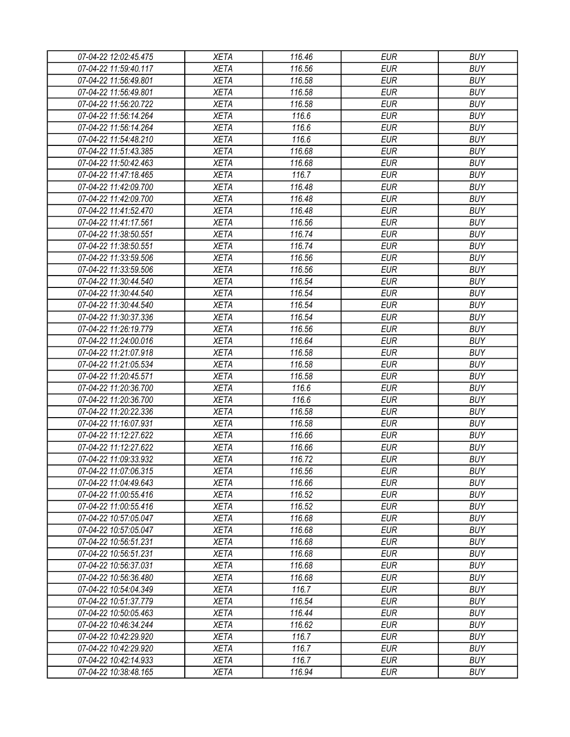| 07-04-22 12:02:45.475 | XETA | 116.46 | EUR | BUY |
|---|---|---|---|---|
| 07-04-22 11:59:40.117 | XETA | 116.56 | EUR | BUY |
| 07-04-22 11:56:49.801 | XETA | 116.58 | EUR | BUY |
| 07-04-22 11:56:49.801 | XETA | 116.58 | EUR | BUY |
| 07-04-22 11:56:20.722 | XETA | 116.58 | EUR | BUY |
| 07-04-22 11:56:14.264 | XETA | 116.6 | EUR | BUY |
| 07-04-22 11:56:14.264 | XETA | 116.6 | EUR | BUY |
| 07-04-22 11:54:48.210 | XETA | 116.6 | EUR | BUY |
| 07-04-22 11:51:43.385 | XETA | 116.68 | EUR | BUY |
| 07-04-22 11:50:42.463 | XETA | 116.68 | EUR | BUY |
| 07-04-22 11:47:18.465 | XETA | 116.7 | EUR | BUY |
| 07-04-22 11:42:09.700 | XETA | 116.48 | EUR | BUY |
| 07-04-22 11:42:09.700 | XETA | 116.48 | EUR | BUY |
| 07-04-22 11:41:52.470 | XETA | 116.48 | EUR | BUY |
| 07-04-22 11:41:17.561 | XETA | 116.56 | EUR | BUY |
| 07-04-22 11:38:50.551 | XETA | 116.74 | EUR | BUY |
| 07-04-22 11:38:50.551 | XETA | 116.74 | EUR | BUY |
| 07-04-22 11:33:59.506 | XETA | 116.56 | EUR | BUY |
| 07-04-22 11:33:59.506 | XETA | 116.56 | EUR | BUY |
| 07-04-22 11:30:44.540 | XETA | 116.54 | EUR | BUY |
| 07-04-22 11:30:44.540 | XETA | 116.54 | EUR | BUY |
| 07-04-22 11:30:44.540 | XETA | 116.54 | EUR | BUY |
| 07-04-22 11:30:37.336 | XETA | 116.54 | EUR | BUY |
| 07-04-22 11:26:19.779 | XETA | 116.56 | EUR | BUY |
| 07-04-22 11:24:00.016 | XETA | 116.64 | EUR | BUY |
| 07-04-22 11:21:07.918 | XETA | 116.58 | EUR | BUY |
| 07-04-22 11:21:05.534 | XETA | 116.58 | EUR | BUY |
| 07-04-22 11:20:45.571 | XETA | 116.58 | EUR | BUY |
| 07-04-22 11:20:36.700 | XETA | 116.6 | EUR | BUY |
| 07-04-22 11:20:36.700 | XETA | 116.6 | EUR | BUY |
| 07-04-22 11:20:22.336 | XETA | 116.58 | EUR | BUY |
| 07-04-22 11:16:07.931 | XETA | 116.58 | EUR | BUY |
| 07-04-22 11:12:27.622 | XETA | 116.66 | EUR | BUY |
| 07-04-22 11:12:27.622 | XETA | 116.66 | EUR | BUY |
| 07-04-22 11:09:33.932 | XETA | 116.72 | EUR | BUY |
| 07-04-22 11:07:06.315 | XETA | 116.56 | EUR | BUY |
| 07-04-22 11:04:49.643 | XETA | 116.66 | EUR | BUY |
| 07-04-22 11:00:55.416 | XETA | 116.52 | EUR | BUY |
| 07-04-22 11:00:55.416 | XETA | 116.52 | EUR | BUY |
| 07-04-22 10:57:05.047 | XETA | 116.68 | EUR | BUY |
| 07-04-22 10:57:05.047 | XETA | 116.68 | EUR | BUY |
| 07-04-22 10:56:51.231 | XETA | 116.68 | EUR | BUY |
| 07-04-22 10:56:51.231 | XETA | 116.68 | EUR | BUY |
| 07-04-22 10:56:37.031 | XETA | 116.68 | EUR | BUY |
| 07-04-22 10:56:36.480 | XETA | 116.68 | EUR | BUY |
| 07-04-22 10:54:04.349 | XETA | 116.7 | EUR | BUY |
| 07-04-22 10:51:37.779 | XETA | 116.54 | EUR | BUY |
| 07-04-22 10:50:05.463 | XETA | 116.44 | EUR | BUY |
| 07-04-22 10:46:34.244 | XETA | 116.62 | EUR | BUY |
| 07-04-22 10:42:29.920 | XETA | 116.7 | EUR | BUY |
| 07-04-22 10:42:29.920 | XETA | 116.7 | EUR | BUY |
| 07-04-22 10:42:14.933 | XETA | 116.7 | EUR | BUY |
| 07-04-22 10:38:48.165 | XETA | 116.94 | EUR | BUY |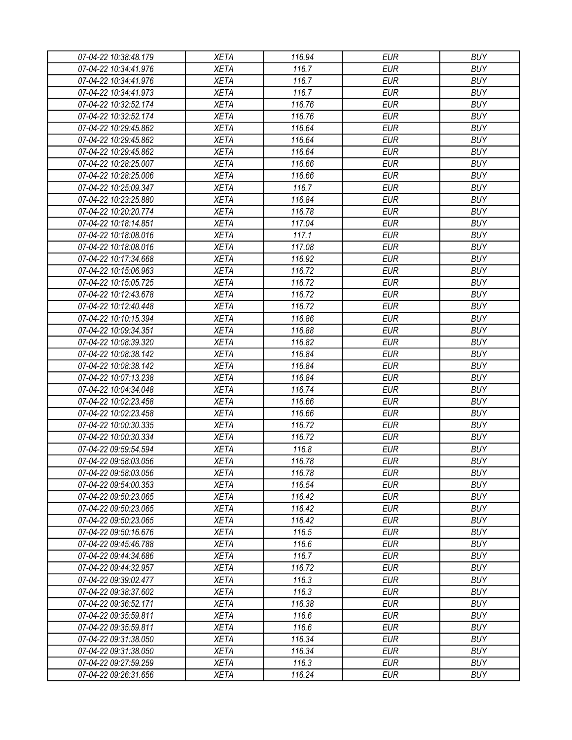| 07-04-22 10:38:48.179 | XETA | 116.94 | EUR | BUY |
|---|---|---|---|---|
| 07-04-22 10:34:41.976 | XETA | 116.7 | EUR | BUY |
| 07-04-22 10:34:41.976 | XETA | 116.7 | EUR | BUY |
| 07-04-22 10:34:41.973 | XETA | 116.7 | EUR | BUY |
| 07-04-22 10:32:52.174 | XETA | 116.76 | EUR | BUY |
| 07-04-22 10:32:52.174 | XETA | 116.76 | EUR | BUY |
| 07-04-22 10:29:45.862 | XETA | 116.64 | EUR | BUY |
| 07-04-22 10:29:45.862 | XETA | 116.64 | EUR | BUY |
| 07-04-22 10:29:45.862 | XETA | 116.64 | EUR | BUY |
| 07-04-22 10:28:25.007 | XETA | 116.66 | EUR | BUY |
| 07-04-22 10:28:25.006 | XETA | 116.66 | EUR | BUY |
| 07-04-22 10:25:09.347 | XETA | 116.7 | EUR | BUY |
| 07-04-22 10:23:25.880 | XETA | 116.84 | EUR | BUY |
| 07-04-22 10:20:20.774 | XETA | 116.78 | EUR | BUY |
| 07-04-22 10:18:14.851 | XETA | 117.04 | EUR | BUY |
| 07-04-22 10:18:08.016 | XETA | 117.1 | EUR | BUY |
| 07-04-22 10:18:08.016 | XETA | 117.08 | EUR | BUY |
| 07-04-22 10:17:34.668 | XETA | 116.92 | EUR | BUY |
| 07-04-22 10:15:06.963 | XETA | 116.72 | EUR | BUY |
| 07-04-22 10:15:05.725 | XETA | 116.72 | EUR | BUY |
| 07-04-22 10:12:43.678 | XETA | 116.72 | EUR | BUY |
| 07-04-22 10:12:40.448 | XETA | 116.72 | EUR | BUY |
| 07-04-22 10:10:15.394 | XETA | 116.86 | EUR | BUY |
| 07-04-22 10:09:34.351 | XETA | 116.88 | EUR | BUY |
| 07-04-22 10:08:39.320 | XETA | 116.82 | EUR | BUY |
| 07-04-22 10:08:38.142 | XETA | 116.84 | EUR | BUY |
| 07-04-22 10:08:38.142 | XETA | 116.84 | EUR | BUY |
| 07-04-22 10:07:13.238 | XETA | 116.84 | EUR | BUY |
| 07-04-22 10:04:34.048 | XETA | 116.74 | EUR | BUY |
| 07-04-22 10:02:23.458 | XETA | 116.66 | EUR | BUY |
| 07-04-22 10:02:23.458 | XETA | 116.66 | EUR | BUY |
| 07-04-22 10:00:30.335 | XETA | 116.72 | EUR | BUY |
| 07-04-22 10:00:30.334 | XETA | 116.72 | EUR | BUY |
| 07-04-22 09:59:54.594 | XETA | 116.8 | EUR | BUY |
| 07-04-22 09:58:03.056 | XETA | 116.78 | EUR | BUY |
| 07-04-22 09:58:03.056 | XETA | 116.78 | EUR | BUY |
| 07-04-22 09:54:00.353 | XETA | 116.54 | EUR | BUY |
| 07-04-22 09:50:23.065 | XETA | 116.42 | EUR | BUY |
| 07-04-22 09:50:23.065 | XETA | 116.42 | EUR | BUY |
| 07-04-22 09:50:23.065 | XETA | 116.42 | EUR | BUY |
| 07-04-22 09:50:16.676 | XETA | 116.5 | EUR | BUY |
| 07-04-22 09:45:46.788 | XETA | 116.6 | EUR | BUY |
| 07-04-22 09:44:34.686 | XETA | 116.7 | EUR | BUY |
| 07-04-22 09:44:32.957 | XETA | 116.72 | EUR | BUY |
| 07-04-22 09:39:02.477 | XETA | 116.3 | EUR | BUY |
| 07-04-22 09:38:37.602 | XETA | 116.3 | EUR | BUY |
| 07-04-22 09:36:52.171 | XETA | 116.38 | EUR | BUY |
| 07-04-22 09:35:59.811 | XETA | 116.6 | EUR | BUY |
| 07-04-22 09:35:59.811 | XETA | 116.6 | EUR | BUY |
| 07-04-22 09:31:38.050 | XETA | 116.34 | EUR | BUY |
| 07-04-22 09:31:38.050 | XETA | 116.34 | EUR | BUY |
| 07-04-22 09:27:59.259 | XETA | 116.3 | EUR | BUY |
| 07-04-22 09:26:31.656 | XETA | 116.24 | EUR | BUY |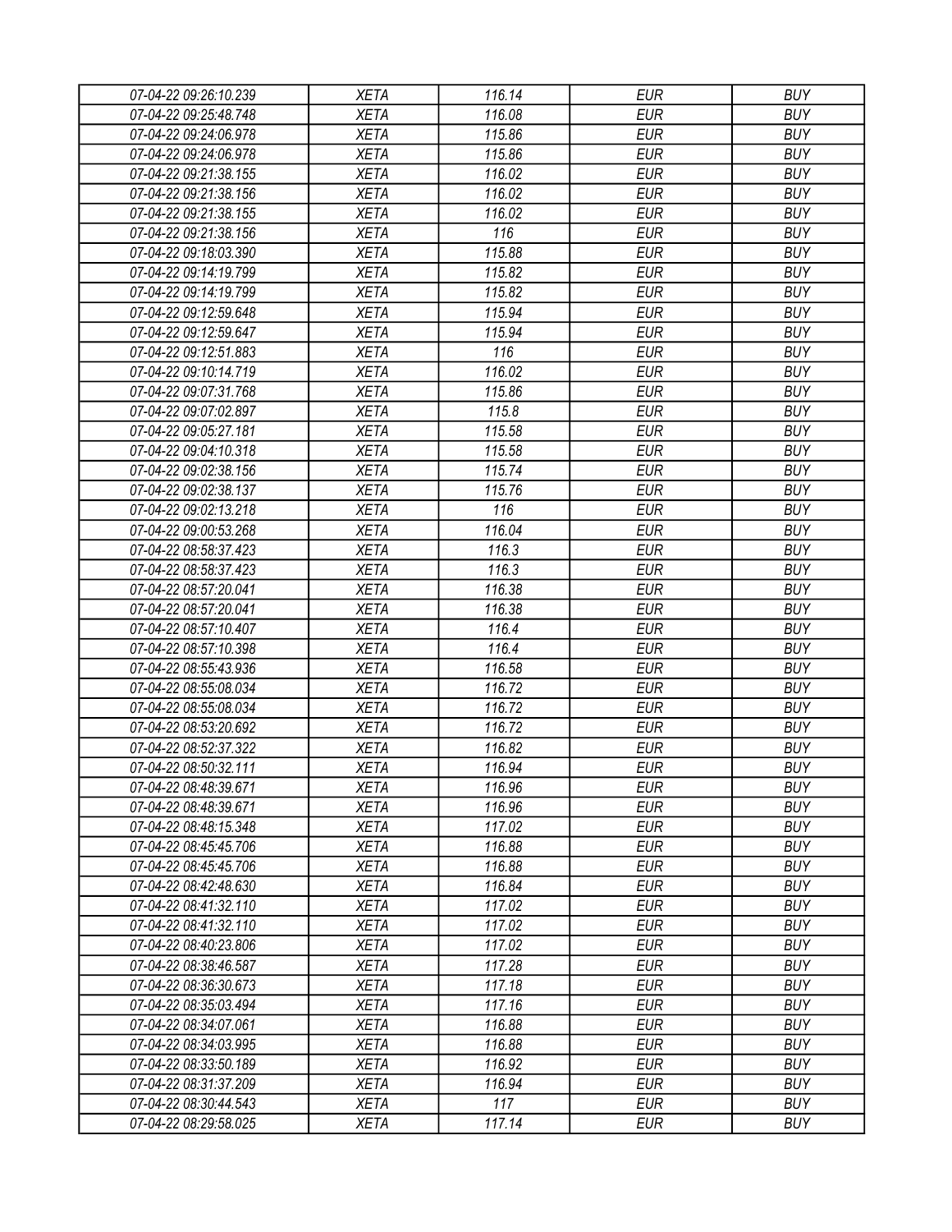| 07-04-22 09:26:10.239 | XETA | 116.14 | EUR | BUY |
|---|---|---|---|---|
| 07-04-22 09:25:48.748 | XETA | 116.08 | EUR | BUY |
| 07-04-22 09:24:06.978 | XETA | 115.86 | EUR | BUY |
| 07-04-22 09:24:06.978 | XETA | 115.86 | EUR | BUY |
| 07-04-22 09:21:38.155 | XETA | 116.02 | EUR | BUY |
| 07-04-22 09:21:38.156 | XETA | 116.02 | EUR | BUY |
| 07-04-22 09:21:38.155 | XETA | 116.02 | EUR | BUY |
| 07-04-22 09:21:38.156 | XETA | 116 | EUR | BUY |
| 07-04-22 09:18:03.390 | XETA | 115.88 | EUR | BUY |
| 07-04-22 09:14:19.799 | XETA | 115.82 | EUR | BUY |
| 07-04-22 09:14:19.799 | XETA | 115.82 | EUR | BUY |
| 07-04-22 09:12:59.648 | XETA | 115.94 | EUR | BUY |
| 07-04-22 09:12:59.647 | XETA | 115.94 | EUR | BUY |
| 07-04-22 09:12:51.883 | XETA | 116 | EUR | BUY |
| 07-04-22 09:10:14.719 | XETA | 116.02 | EUR | BUY |
| 07-04-22 09:07:31.768 | XETA | 115.86 | EUR | BUY |
| 07-04-22 09:07:02.897 | XETA | 115.8 | EUR | BUY |
| 07-04-22 09:05:27.181 | XETA | 115.58 | EUR | BUY |
| 07-04-22 09:04:10.318 | XETA | 115.58 | EUR | BUY |
| 07-04-22 09:02:38.156 | XETA | 115.74 | EUR | BUY |
| 07-04-22 09:02:38.137 | XETA | 115.76 | EUR | BUY |
| 07-04-22 09:02:13.218 | XETA | 116 | EUR | BUY |
| 07-04-22 09:00:53.268 | XETA | 116.04 | EUR | BUY |
| 07-04-22 08:58:37.423 | XETA | 116.3 | EUR | BUY |
| 07-04-22 08:58:37.423 | XETA | 116.3 | EUR | BUY |
| 07-04-22 08:57:20.041 | XETA | 116.38 | EUR | BUY |
| 07-04-22 08:57:20.041 | XETA | 116.38 | EUR | BUY |
| 07-04-22 08:57:10.407 | XETA | 116.4 | EUR | BUY |
| 07-04-22 08:57:10.398 | XETA | 116.4 | EUR | BUY |
| 07-04-22 08:55:43.936 | XETA | 116.58 | EUR | BUY |
| 07-04-22 08:55:08.034 | XETA | 116.72 | EUR | BUY |
| 07-04-22 08:55:08.034 | XETA | 116.72 | EUR | BUY |
| 07-04-22 08:53:20.692 | XETA | 116.72 | EUR | BUY |
| 07-04-22 08:52:37.322 | XETA | 116.82 | EUR | BUY |
| 07-04-22 08:50:32.111 | XETA | 116.94 | EUR | BUY |
| 07-04-22 08:48:39.671 | XETA | 116.96 | EUR | BUY |
| 07-04-22 08:48:39.671 | XETA | 116.96 | EUR | BUY |
| 07-04-22 08:48:15.348 | XETA | 117.02 | EUR | BUY |
| 07-04-22 08:45:45.706 | XETA | 116.88 | EUR | BUY |
| 07-04-22 08:45:45.706 | XETA | 116.88 | EUR | BUY |
| 07-04-22 08:42:48.630 | XETA | 116.84 | EUR | BUY |
| 07-04-22 08:41:32.110 | XETA | 117.02 | EUR | BUY |
| 07-04-22 08:41:32.110 | XETA | 117.02 | EUR | BUY |
| 07-04-22 08:40:23.806 | XETA | 117.02 | EUR | BUY |
| 07-04-22 08:38:46.587 | XETA | 117.28 | EUR | BUY |
| 07-04-22 08:36:30.673 | XETA | 117.18 | EUR | BUY |
| 07-04-22 08:35:03.494 | XETA | 117.16 | EUR | BUY |
| 07-04-22 08:34:07.061 | XETA | 116.88 | EUR | BUY |
| 07-04-22 08:34:03.995 | XETA | 116.88 | EUR | BUY |
| 07-04-22 08:33:50.189 | XETA | 116.92 | EUR | BUY |
| 07-04-22 08:31:37.209 | XETA | 116.94 | EUR | BUY |
| 07-04-22 08:30:44.543 | XETA | 117 | EUR | BUY |
| 07-04-22 08:29:58.025 | XETA | 117.14 | EUR | BUY |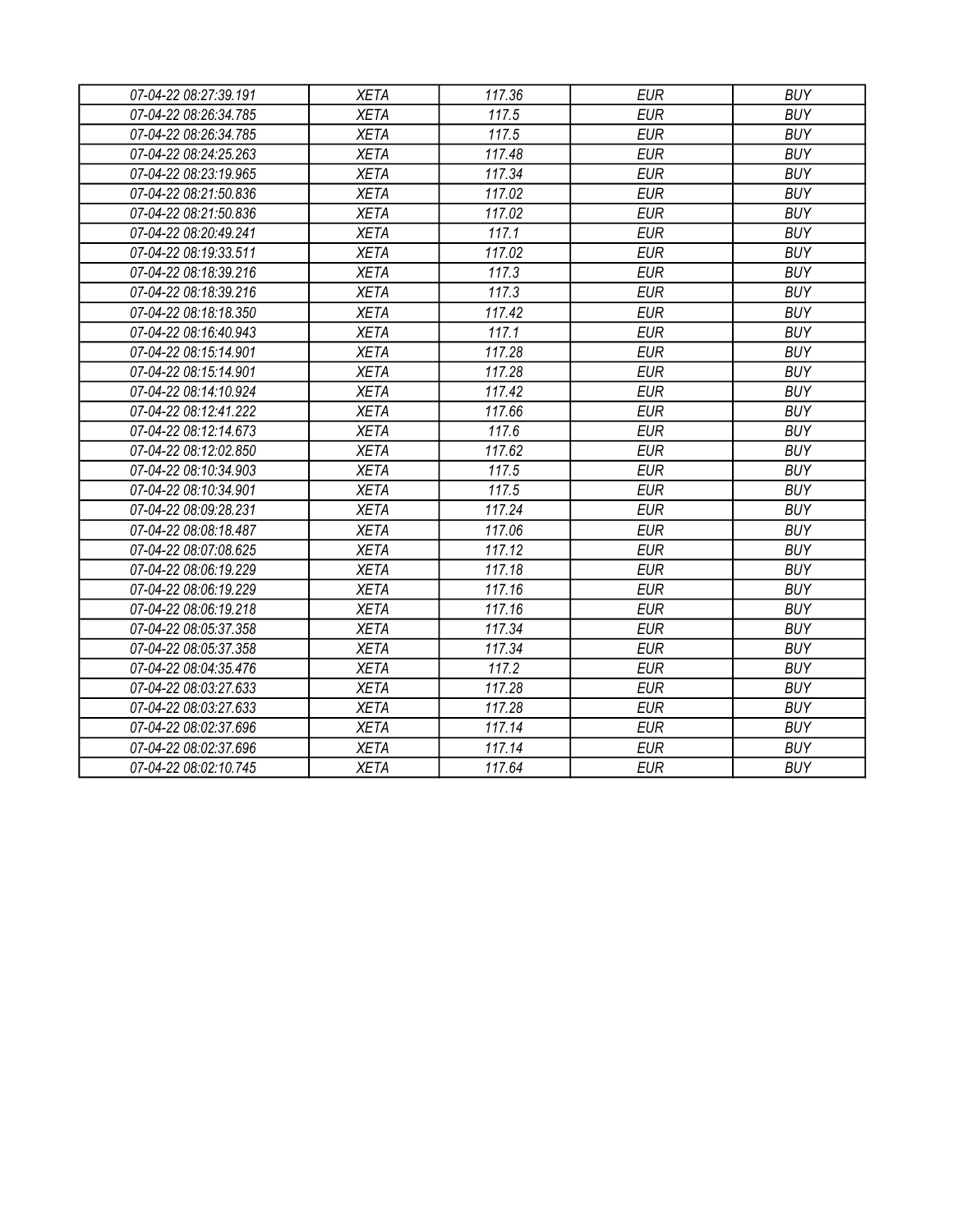| | | | | |
|---|---|---|---|---|
| 07-04-22 08:27:39.191 | XETA | 117.36 | EUR | BUY |
| 07-04-22 08:26:34.785 | XETA | 117.5 | EUR | BUY |
| 07-04-22 08:26:34.785 | XETA | 117.5 | EUR | BUY |
| 07-04-22 08:24:25.263 | XETA | 117.48 | EUR | BUY |
| 07-04-22 08:23:19.965 | XETA | 117.34 | EUR | BUY |
| 07-04-22 08:21:50.836 | XETA | 117.02 | EUR | BUY |
| 07-04-22 08:21:50.836 | XETA | 117.02 | EUR | BUY |
| 07-04-22 08:20:49.241 | XETA | 117.1 | EUR | BUY |
| 07-04-22 08:19:33.511 | XETA | 117.02 | EUR | BUY |
| 07-04-22 08:18:39.216 | XETA | 117.3 | EUR | BUY |
| 07-04-22 08:18:39.216 | XETA | 117.3 | EUR | BUY |
| 07-04-22 08:18:18.350 | XETA | 117.42 | EUR | BUY |
| 07-04-22 08:16:40.943 | XETA | 117.1 | EUR | BUY |
| 07-04-22 08:15:14.901 | XETA | 117.28 | EUR | BUY |
| 07-04-22 08:15:14.901 | XETA | 117.28 | EUR | BUY |
| 07-04-22 08:14:10.924 | XETA | 117.42 | EUR | BUY |
| 07-04-22 08:12:41.222 | XETA | 117.66 | EUR | BUY |
| 07-04-22 08:12:14.673 | XETA | 117.6 | EUR | BUY |
| 07-04-22 08:12:02.850 | XETA | 117.62 | EUR | BUY |
| 07-04-22 08:10:34.903 | XETA | 117.5 | EUR | BUY |
| 07-04-22 08:10:34.901 | XETA | 117.5 | EUR | BUY |
| 07-04-22 08:09:28.231 | XETA | 117.24 | EUR | BUY |
| 07-04-22 08:08:18.487 | XETA | 117.06 | EUR | BUY |
| 07-04-22 08:07:08.625 | XETA | 117.12 | EUR | BUY |
| 07-04-22 08:06:19.229 | XETA | 117.18 | EUR | BUY |
| 07-04-22 08:06:19.229 | XETA | 117.16 | EUR | BUY |
| 07-04-22 08:06:19.218 | XETA | 117.16 | EUR | BUY |
| 07-04-22 08:05:37.358 | XETA | 117.34 | EUR | BUY |
| 07-04-22 08:05:37.358 | XETA | 117.34 | EUR | BUY |
| 07-04-22 08:04:35.476 | XETA | 117.2 | EUR | BUY |
| 07-04-22 08:03:27.633 | XETA | 117.28 | EUR | BUY |
| 07-04-22 08:03:27.633 | XETA | 117.28 | EUR | BUY |
| 07-04-22 08:02:37.696 | XETA | 117.14 | EUR | BUY |
| 07-04-22 08:02:37.696 | XETA | 117.14 | EUR | BUY |
| 07-04-22 08:02:10.745 | XETA | 117.64 | EUR | BUY |